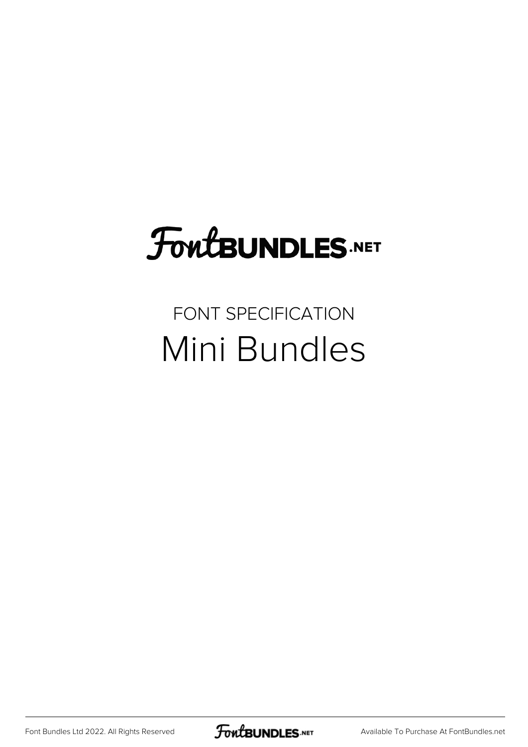# FontBUNDLES.NET

FONT SPECIFICATION

## Mini Bundles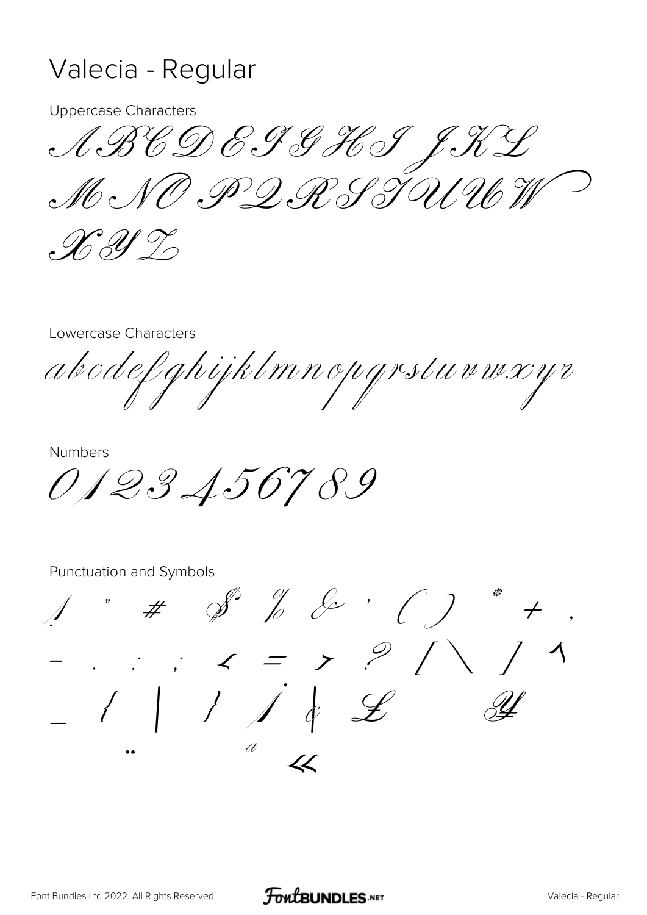# Valecia - Regular

Uppercase Characters

A B C D E F G H I J K L
M N O P Q R S T U V W
X Y Z

Lowercase Characters

a b c d e f g h i j k l m n o p q r s t u v w x y z

Numbers

0 1 2 3 4 5 6 7 8 9

Punctuation and Symbols

! " # $ % & ' ( ) * + ,
- . / : ; < = > ? [ \ ] ^
_ { | } ¡ ¢ £ ¥
¨ ª «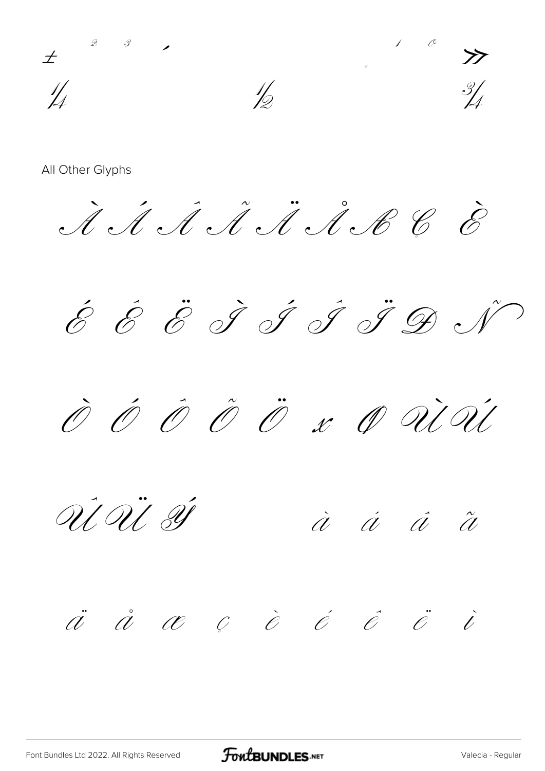± ² ³ ´ ¹ º »

¼ ½ ¾

All Other Glyphs

À Á Â Ã Ä Å Æ Ç È

É Ê Ë Ì Í Î Ï Ð Ñ

Ò Ó Ô Õ Ö × Ø Ù Ú

Û Ü Ý à á â ã

ä å æ ç è é ê ë ì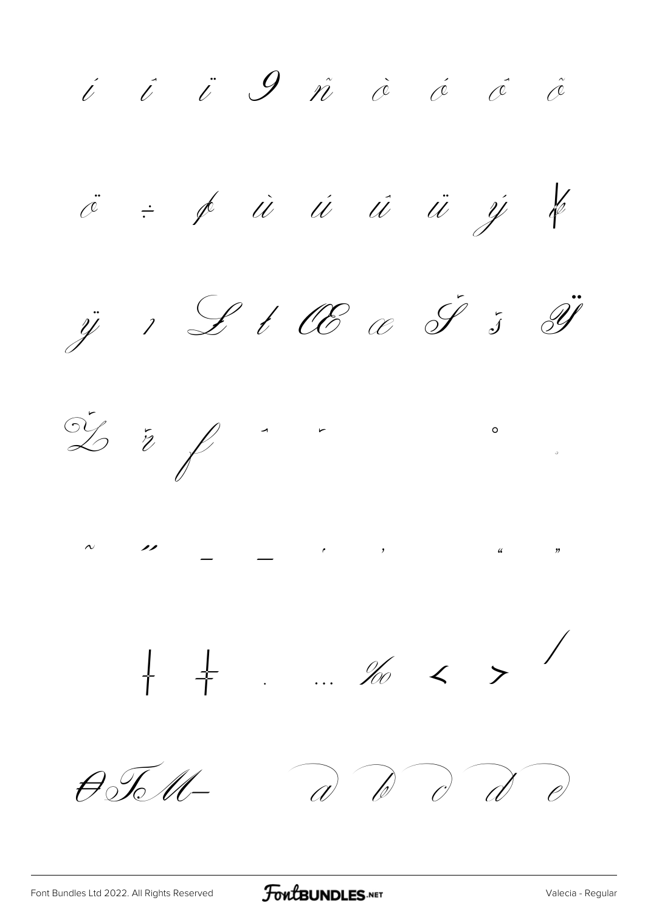í î ï Ð ñ ò ó ô õ

ö ÷ ø ù ú û ü ý þ

ÿ ı Ł ł Œ œ Š š Ÿ

Ž ž ƒ ˆ ˇ ˘ ˙ ˚ ˛

˜ ˝ – — ‘ ’ ‚ “ ”

„ † ‡ • … ‰ ‹ › ⁄

€ ™ Ω ∂ ∆ ∏ ∑ −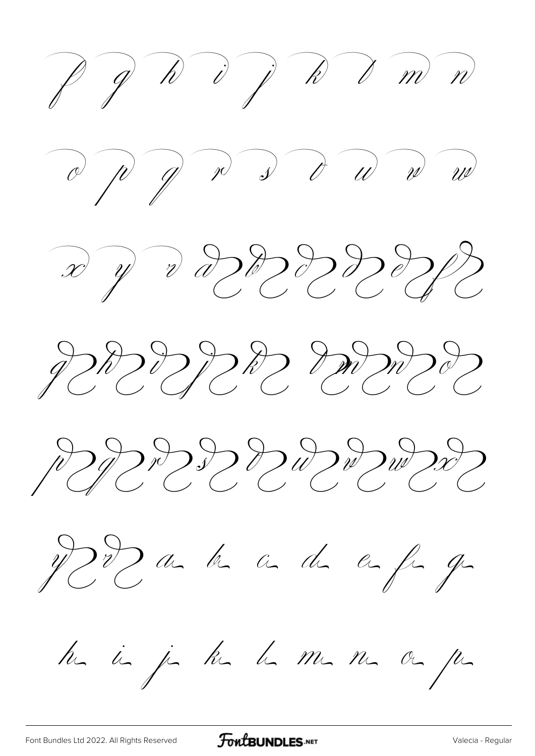f g h i j k l m n

o p q r s t u v w

x y z a b c d e f

g h i j k l m n o

p q r s t u v w x

y z a b c d e f g

h i j k l m n o p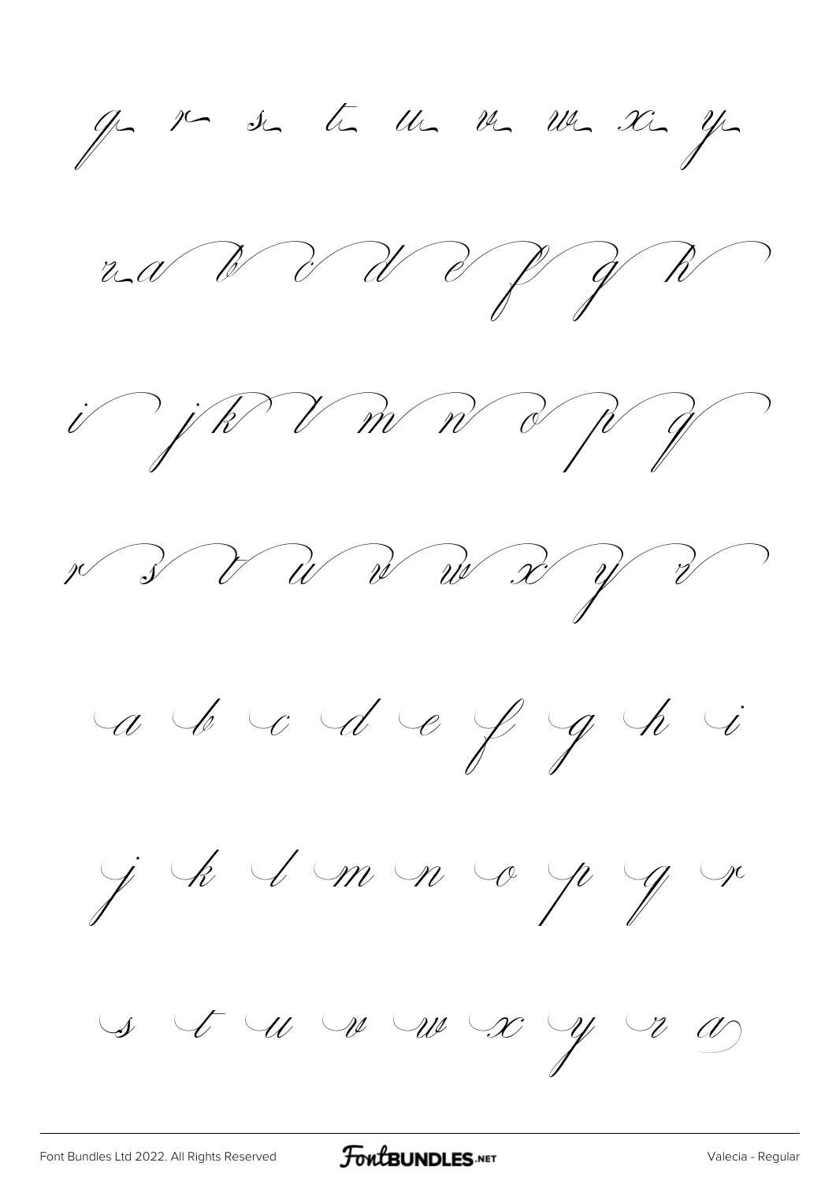q r s t u v w x y

z a b c d e f g h

i j k l m n o p q

r s t u v w x y z

a b c d e f g h i

j k l m n o p q r

s t u v w x y z a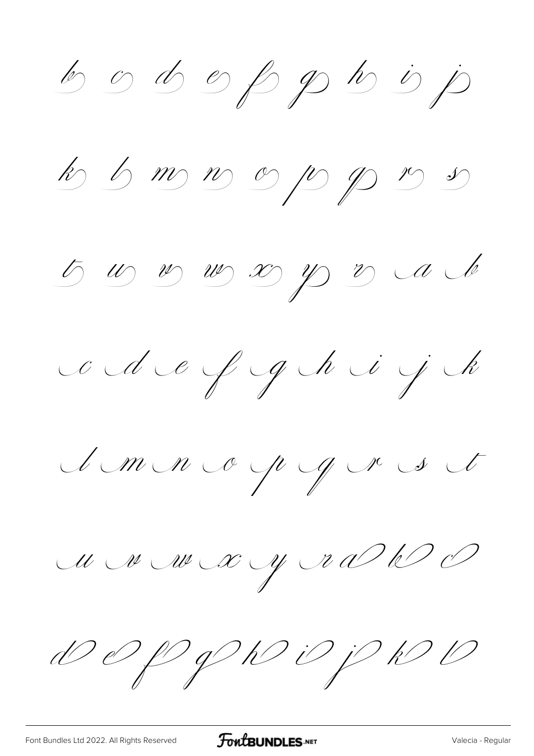b c d e f g h i j

k l m n o p q r s

t u v w x y z a b

c d e f g h i j k

l m n o p q r s t

u v w x y z a b c

d e f g h i j k l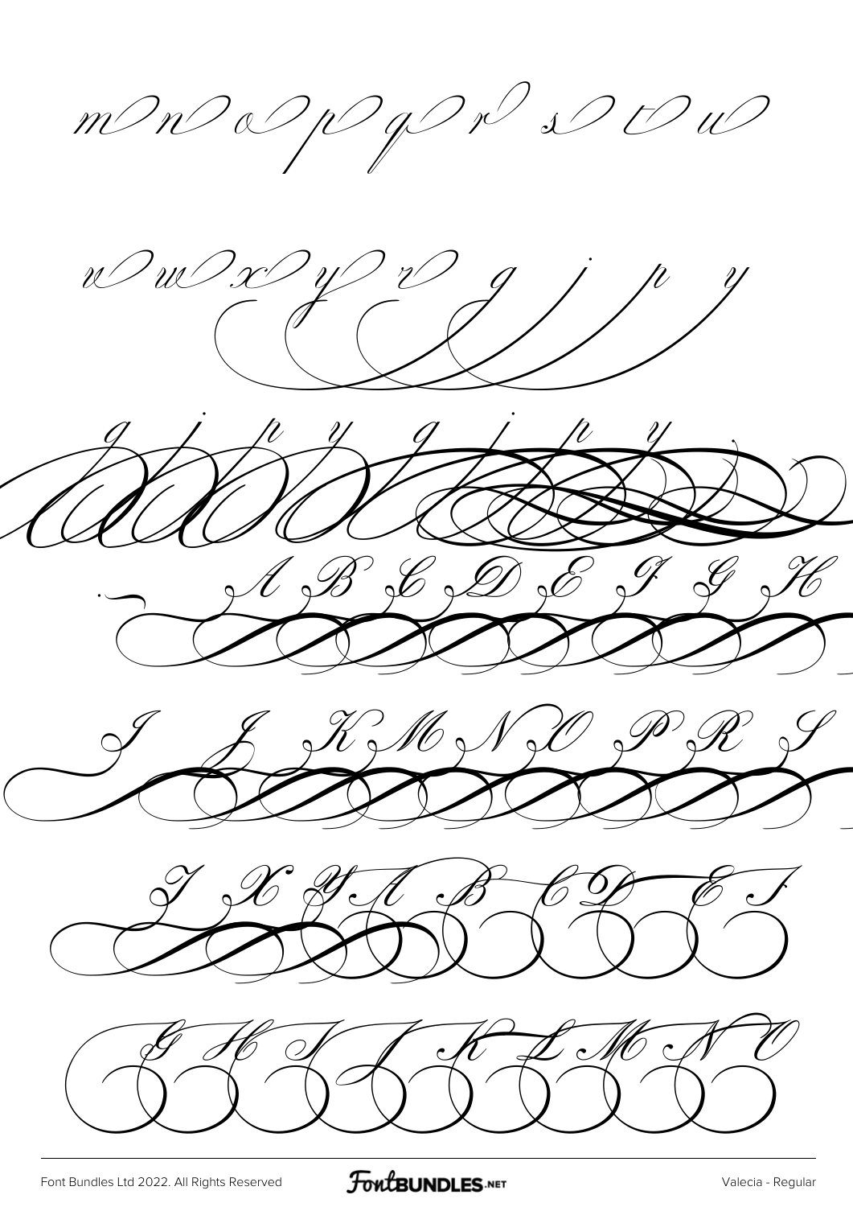m n o p q r s t u

v w x y z g j p y

g j p y g j p y

A B C D E F G H

I J K M N O P R S

T X Y A B C D E F

G H I J K L M N O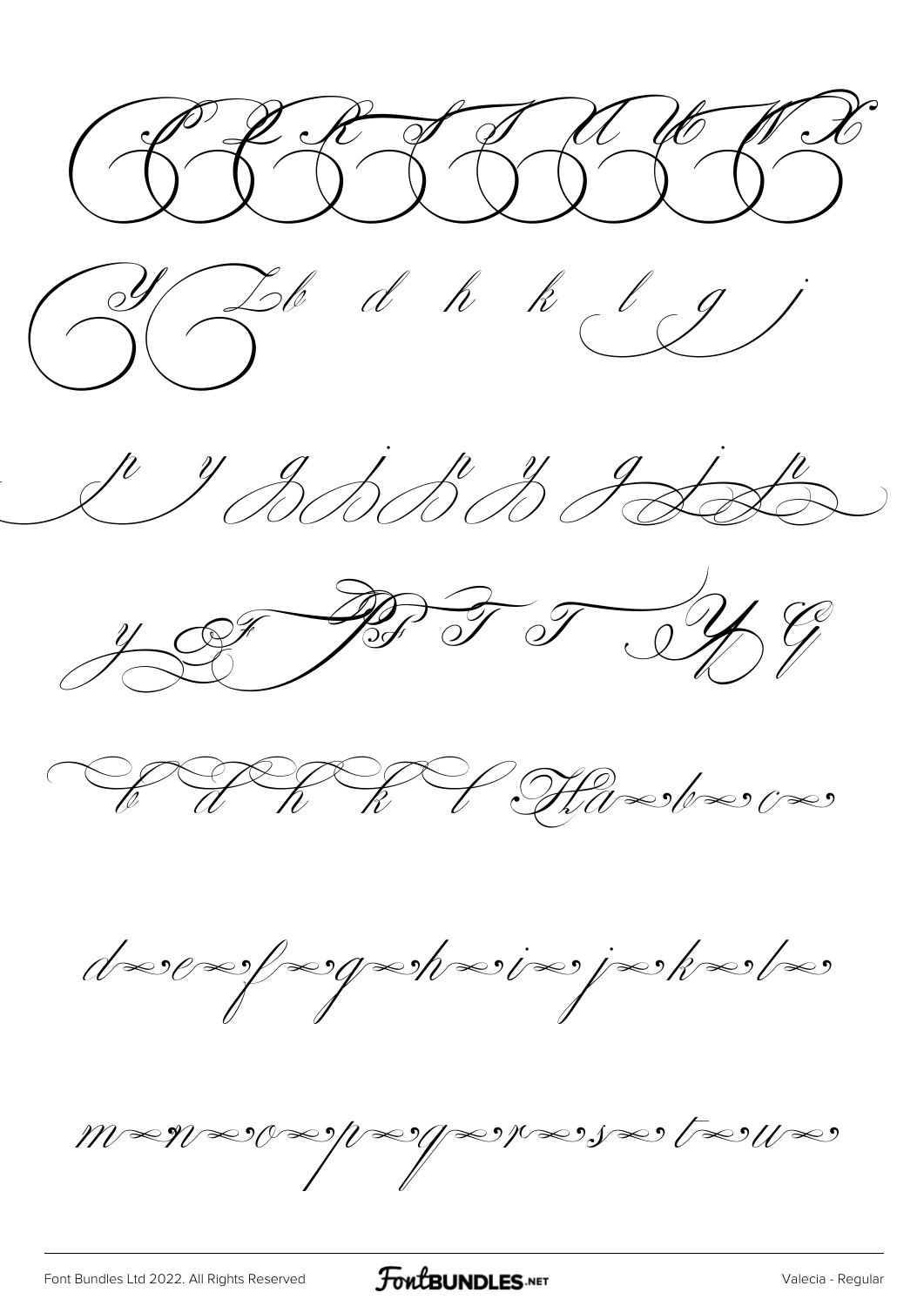P Q R S T U V W X

Y Z b d h k l g j

p y g j p y g j p

y F P F T T Y G

b d h k l Ha~b~c~

d~e~f~g~h~i~j~k~l~

m~n~o~p~q~r~s~t~u~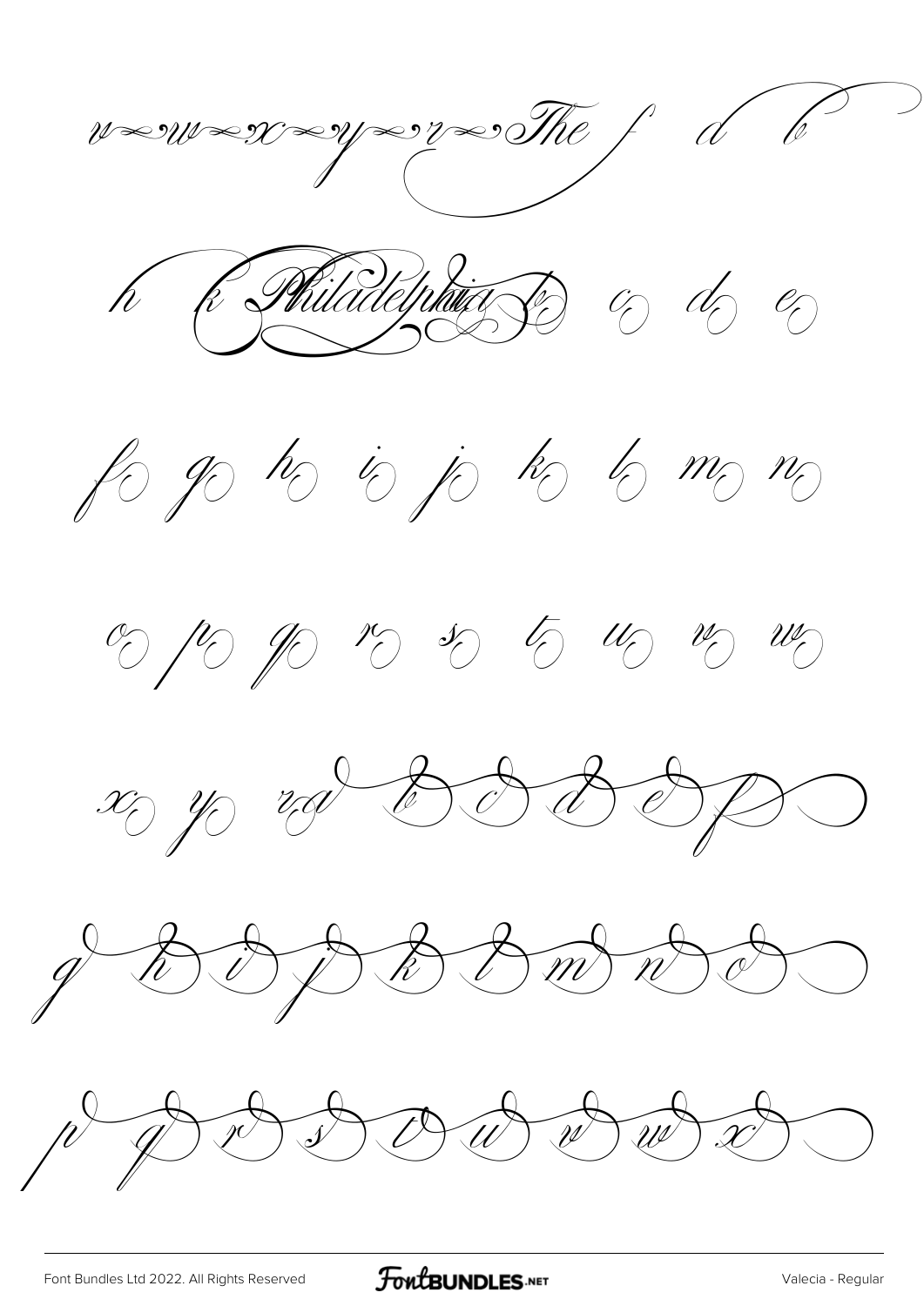v w x y z The f d b

h k Philadelphia k c d e

f g h i j k l m n

o p q r s t u v w

x y z b c d e f

g h i j k l m n o

p q r s t u v w x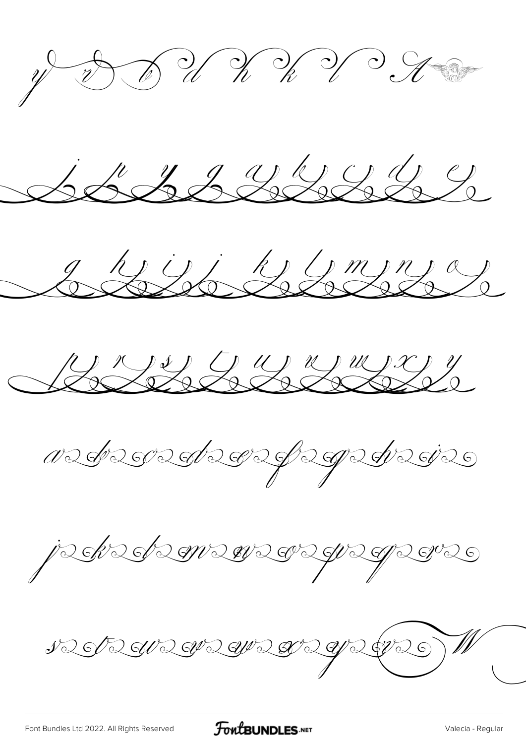y v b d h k l A

j k y g a b c d e

g h i j k l m n o

p r s t u v w x y

a b c d e f g h i

j k l m n o p q r

s t u v w x y z W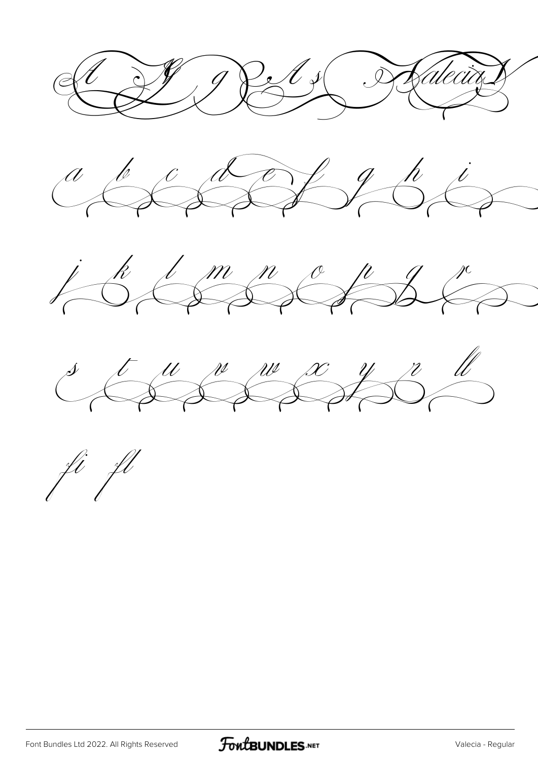A Y g A s Valecia

a b c d e f g h i

j k l m n o p q r

s t u v w x y z ll

fi fl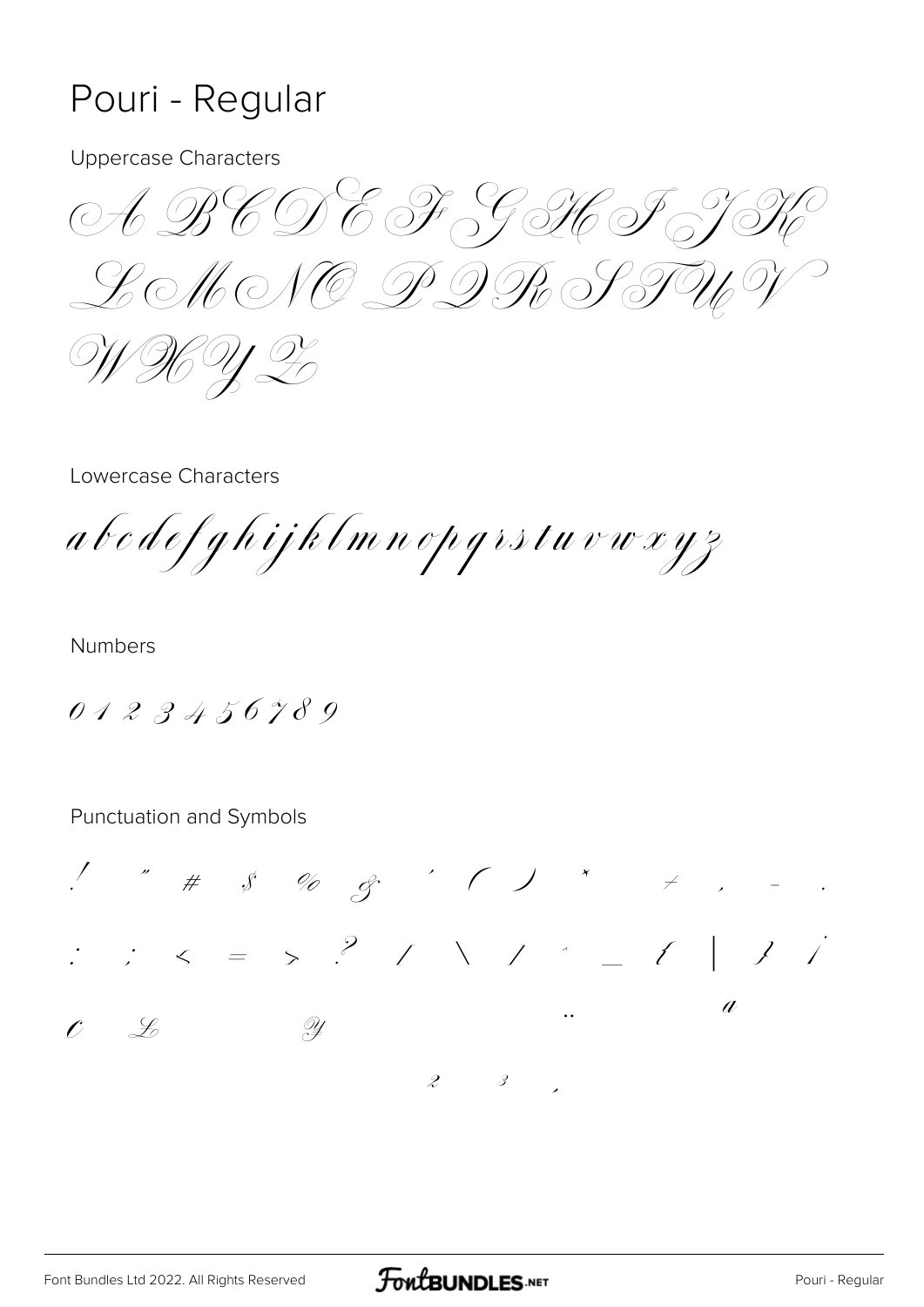# Pouri - Regular

Uppercase Characters

A B C D E F G H I J K L M N O P Q R S T U V W X Y Z

Lowercase Characters

a b c d e f g h i j k l m n o p q r s t u v w x y z

Numbers

0 1 2 3 4 5 6 7 8 9

Punctuation and Symbols

! " # $ % & ' ( ) * + , - . : ; < = > ? / \ / ^ _ { | } ¡ ¢ £ ¥ ¨ ª ² ³ ¸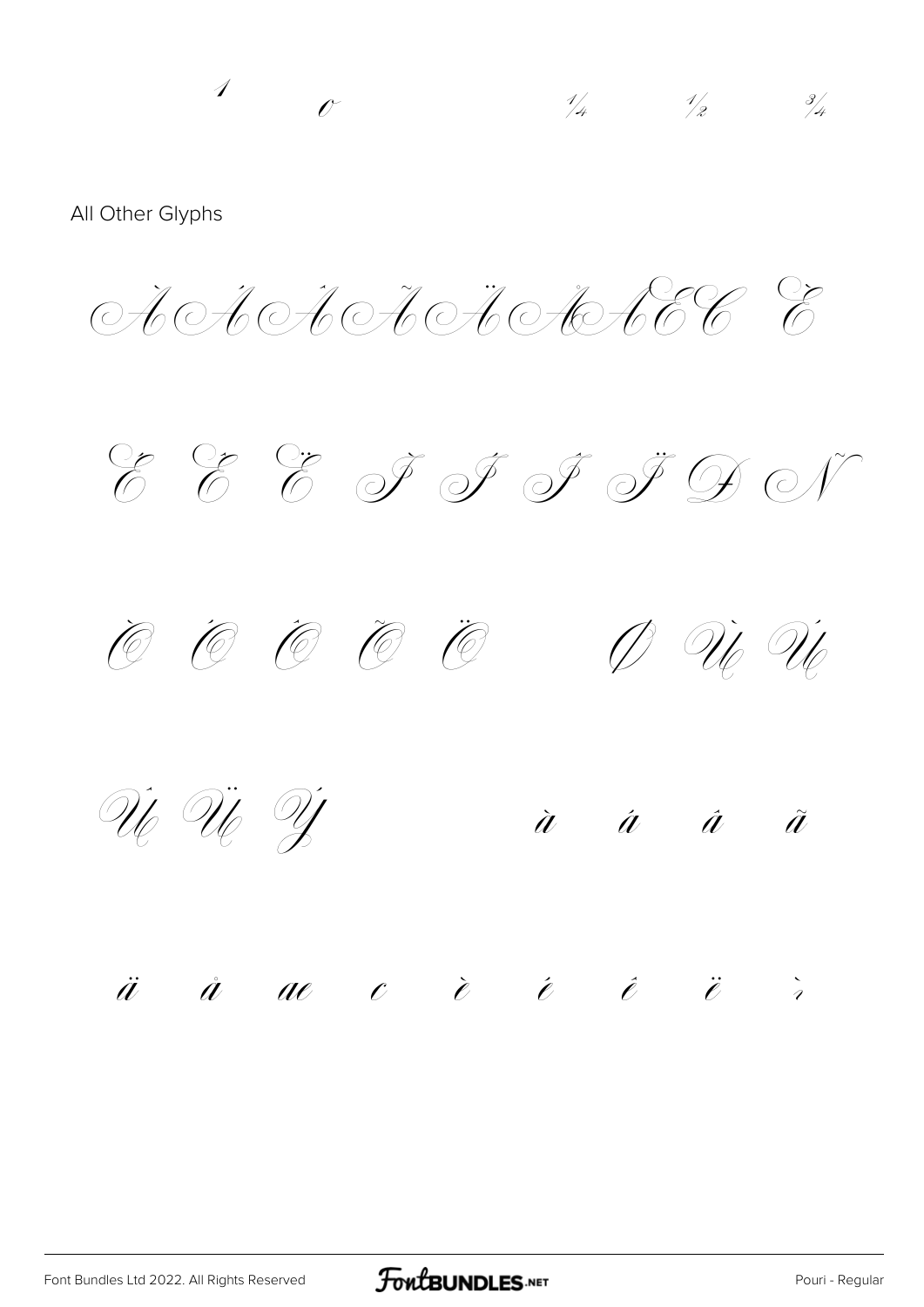¹ º ¼ ½ ¾

All Other Glyphs

À Á Â Ã Ä Å Æ Ç È

É Ê Ë Ì Í Î Ï Ð Ñ

Ò Ó Ô Õ Ö Ø Ù Ú

Û Ü Ý à á â ã

ä å æ ç è é ê ë ì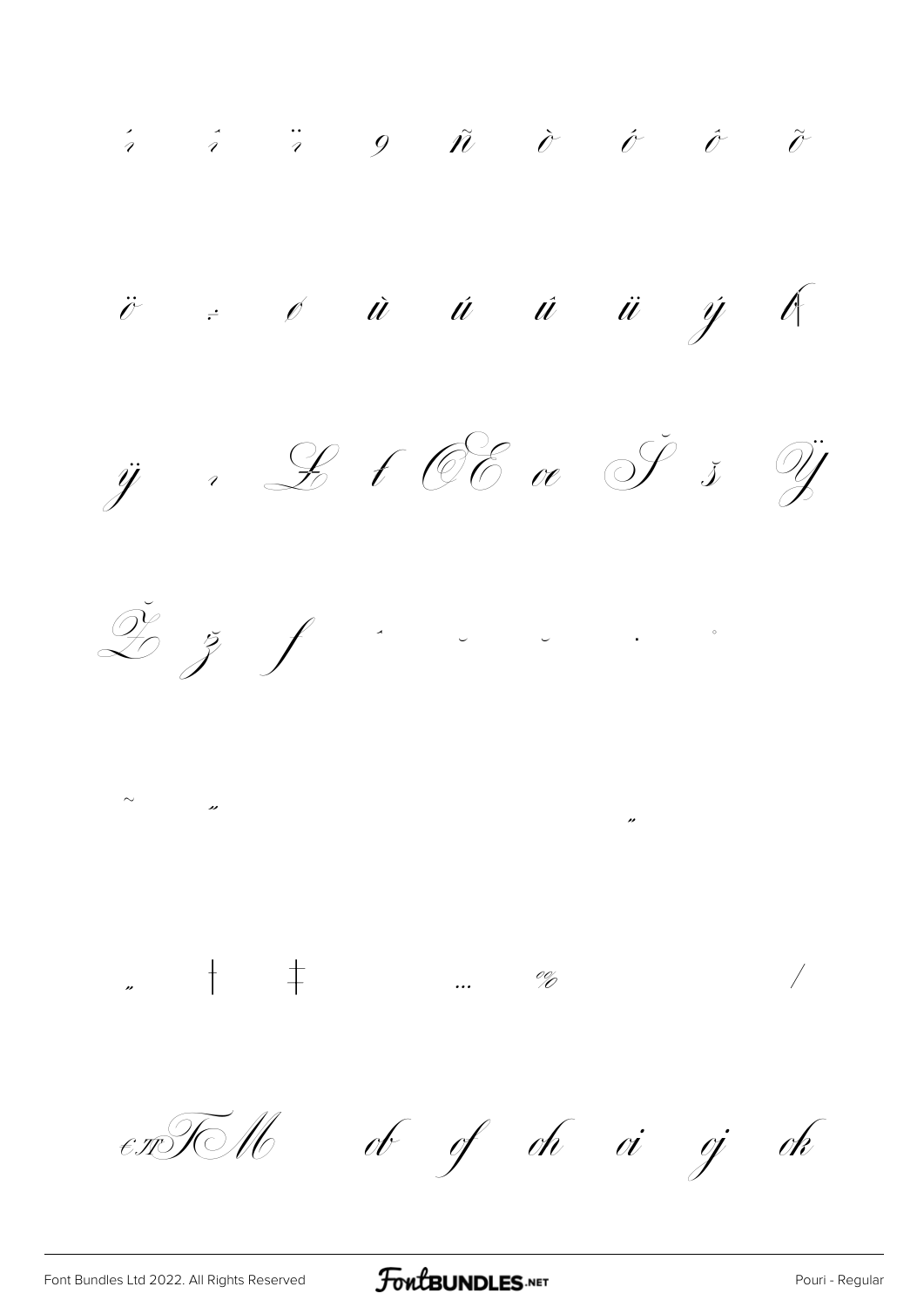í î ï ð ñ ò ó ô õ

ö ÷ ø ù ú û ü ý þ

ÿ ı Ł ł Œ œ Š š Ÿ

Ž ž ƒ ˆ ˇ ˘ ˙ ˚

˜ ˝ „

„ † ‡ … ‰ ⁄

eπTM ab af ah ai aj ak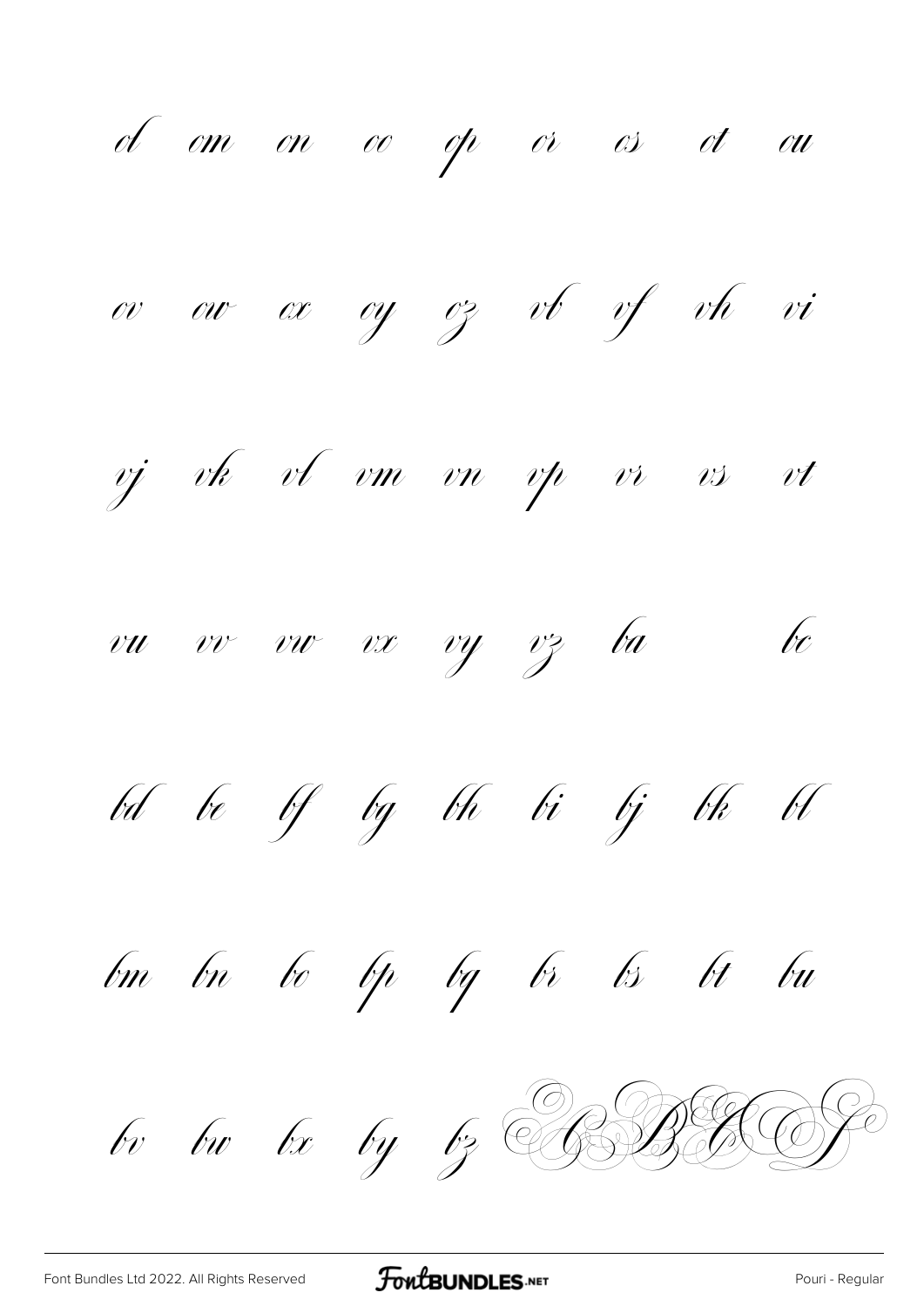ol om on oo op or os ot ou

ov ow ox oy oz vb vf vh vi

vj vk vl vm vn vp vr vs vt

vu vv vw vx vy vz ba bc

bd be bf bg bh bi bj bk bl

bm bn bo bp bq br bs bt bu

bv bw bx by bz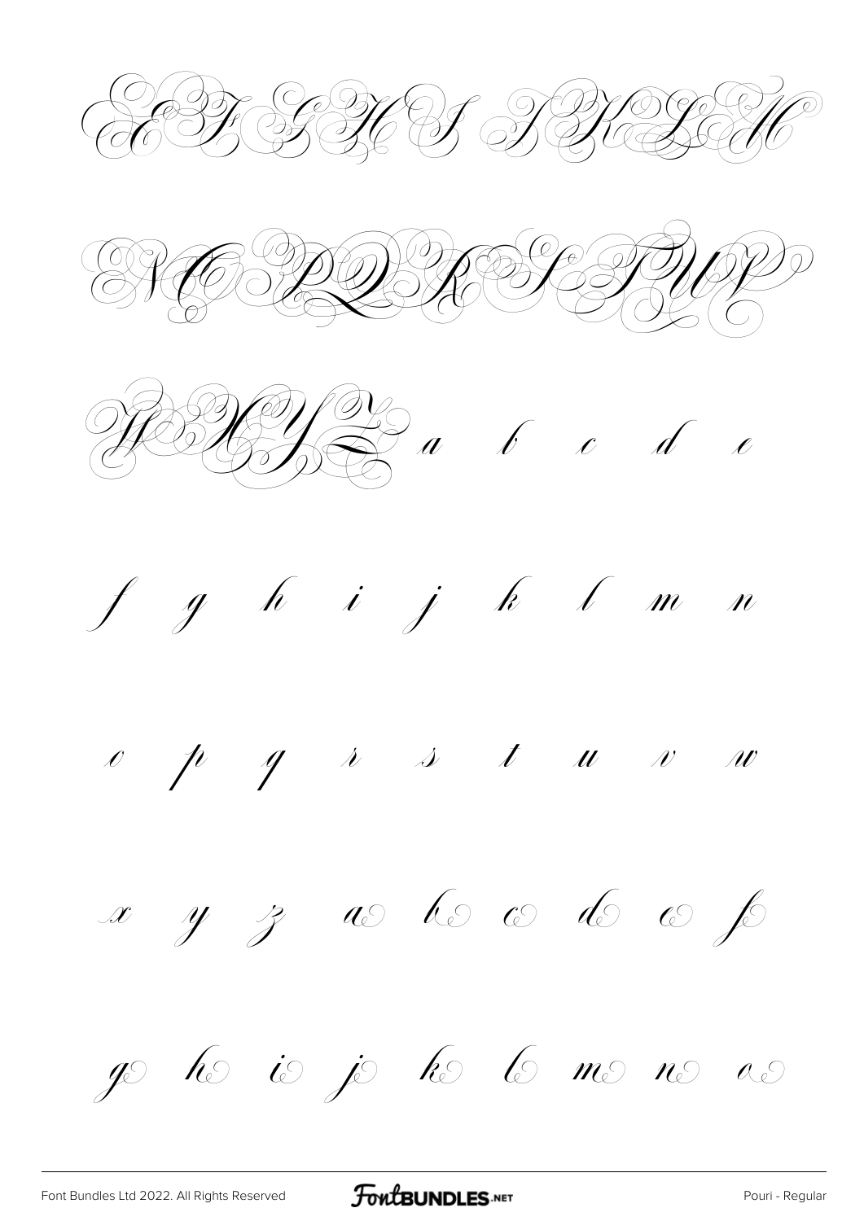E F G H I J K L M

N O P Q R S T U V

W X Y Z a b c d e

f g h i j k l m n

o p q r s t u v w

x y z a b c d e f

g h i j k l m n o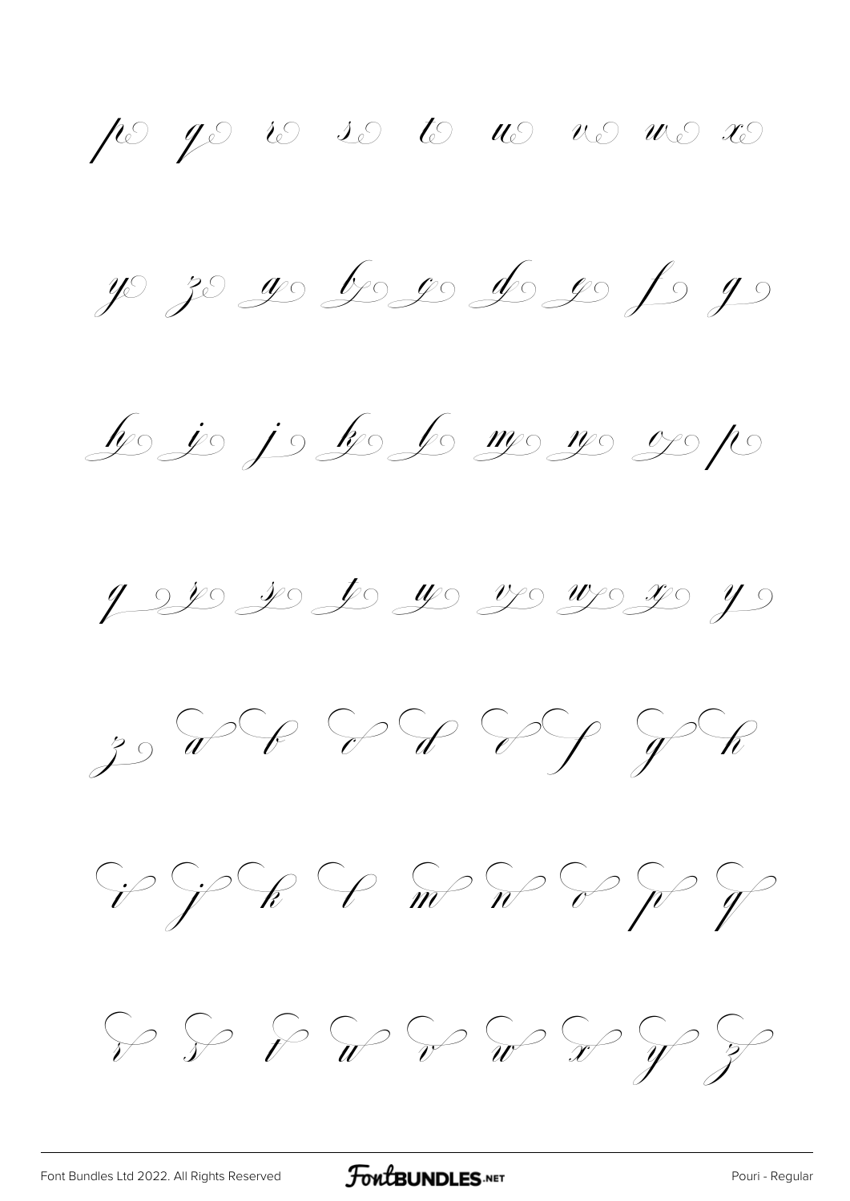pe qe re se te ue ve we xe

ye ze ae be ce de ee fe ge

he ie je ke le me ne oe pe

qe re se te ue ve we xe ye

ze a b c d e f g h

i j k l m n o p q

r s t u v w x y z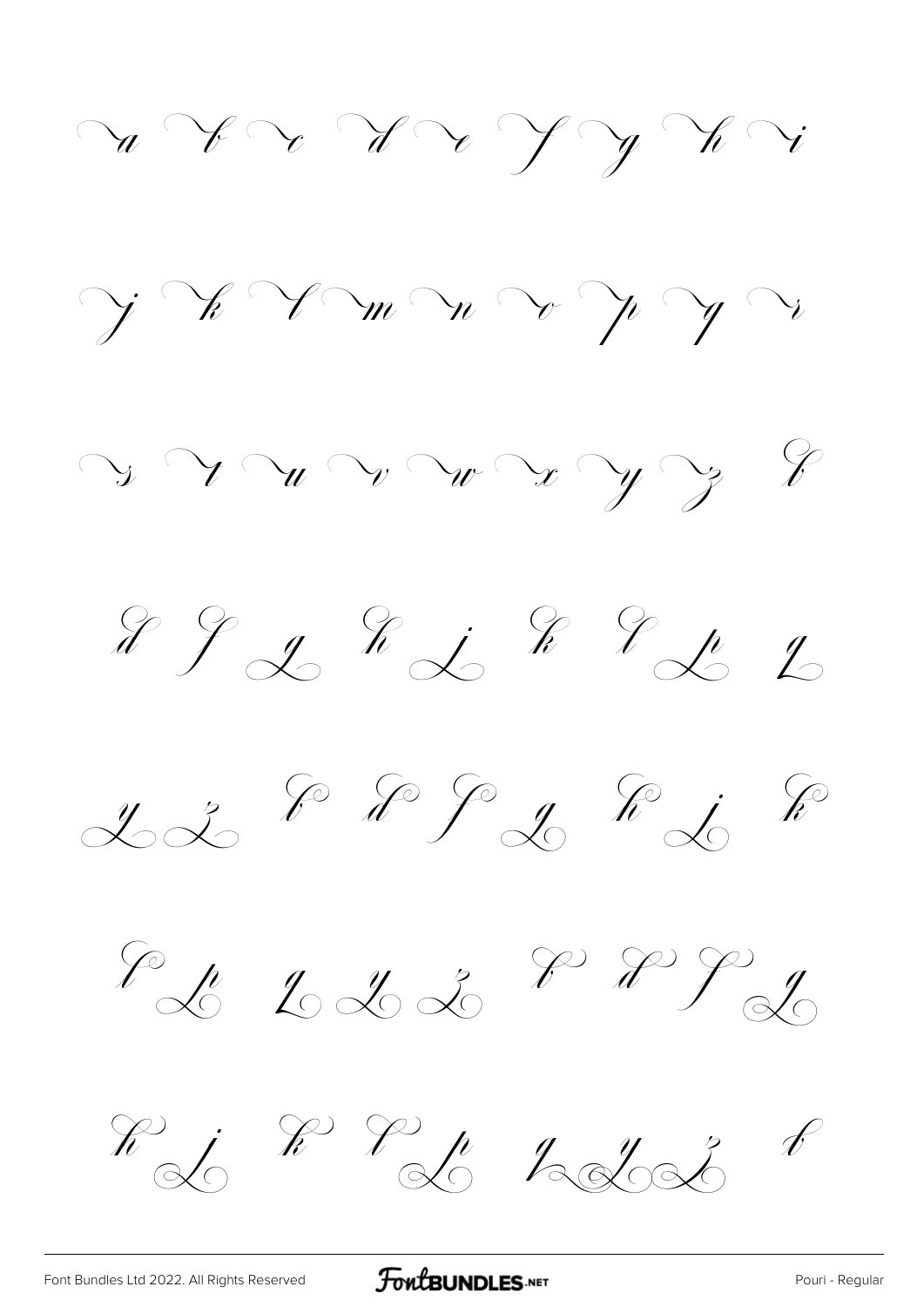a b c d e f g h i

j k l m n o p q r

s t u v w x y z b

d f g h j k l p q

y z b d f g h j k

l p q y z b d f g

h j k l p q y z b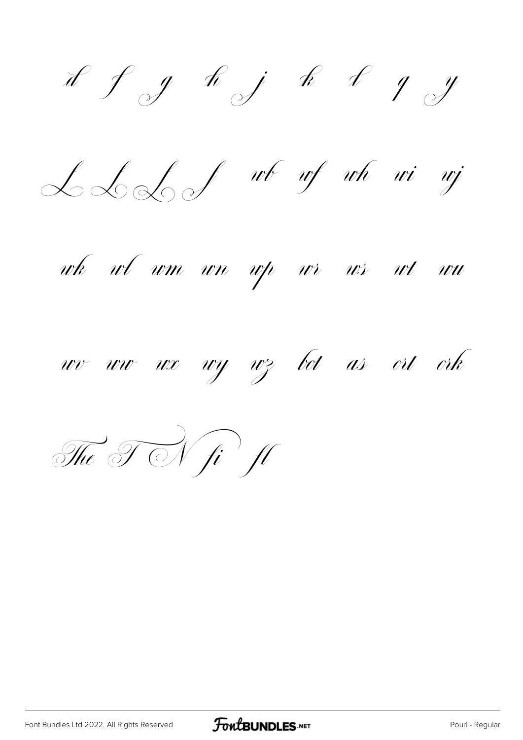d f g h j k l q y

L L L J wb wf wh wi wj

wk wl wm wn wp wr ws wt wu

wv ww wx wy wz bt as rt rk

The T N fi fl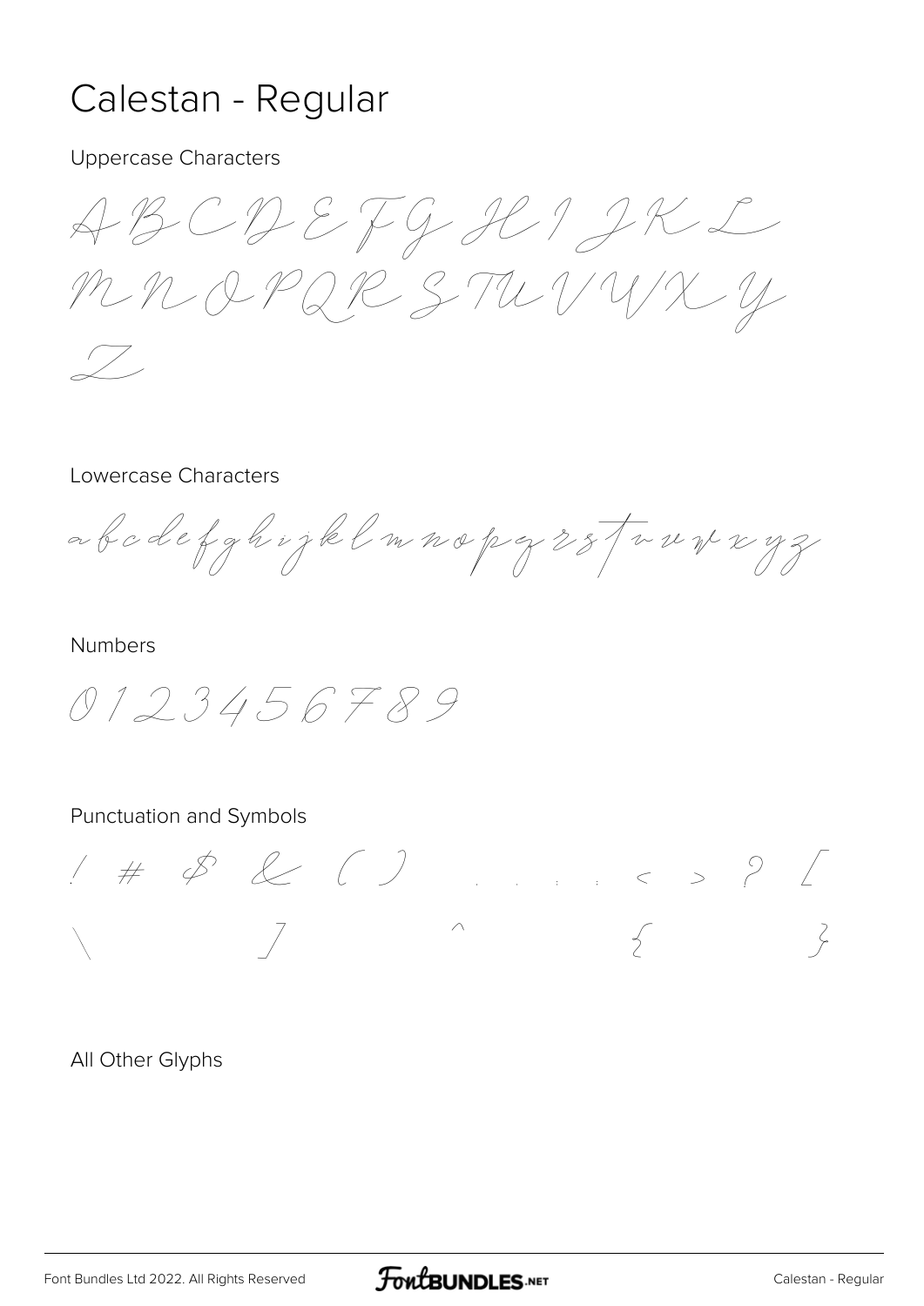# Calestan - Regular

Uppercase Characters

A B C D E F G H I J K L M N O P Q R S T U V W X Y Z

Lowercase Characters

a b c d e f g h i j k l m n o p q r s t u v w x y z

Numbers

0 1 2 3 4 5 6 7 8 9

Punctuation and Symbols

! # $ & ( ) , . : ; < > ? [ \ ] ^ { }

All Other Glyphs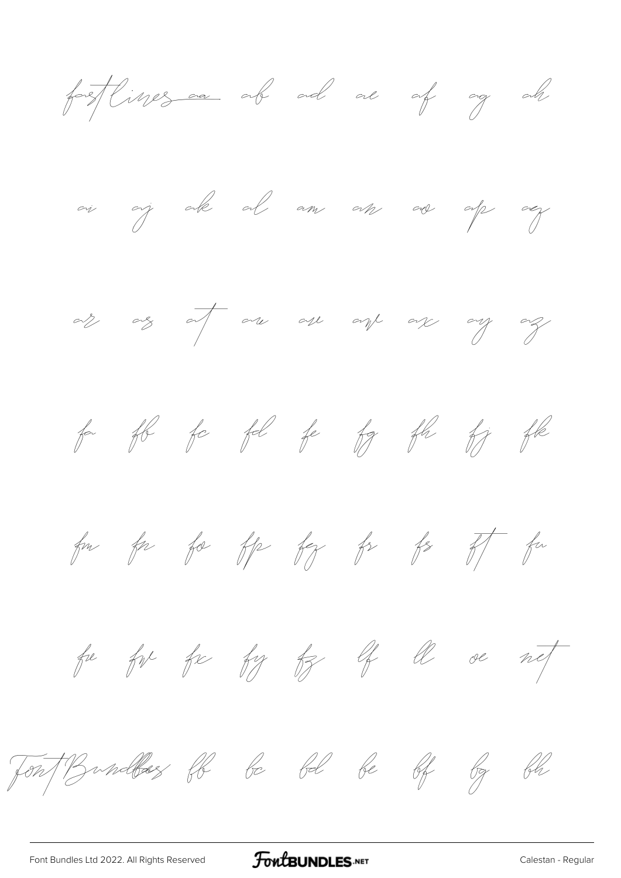fastlines aa ab ad ae af ag ah

ai aj ak al am an ao ap aq

ar as at au av aw ax ay az

fa fb fc fd fe fg fh fj fk

fm fn fo fp fq fr fs ft fu

fv fw fx fy fz lf ll oe net

FontBundles bb bc bd be bf bg bh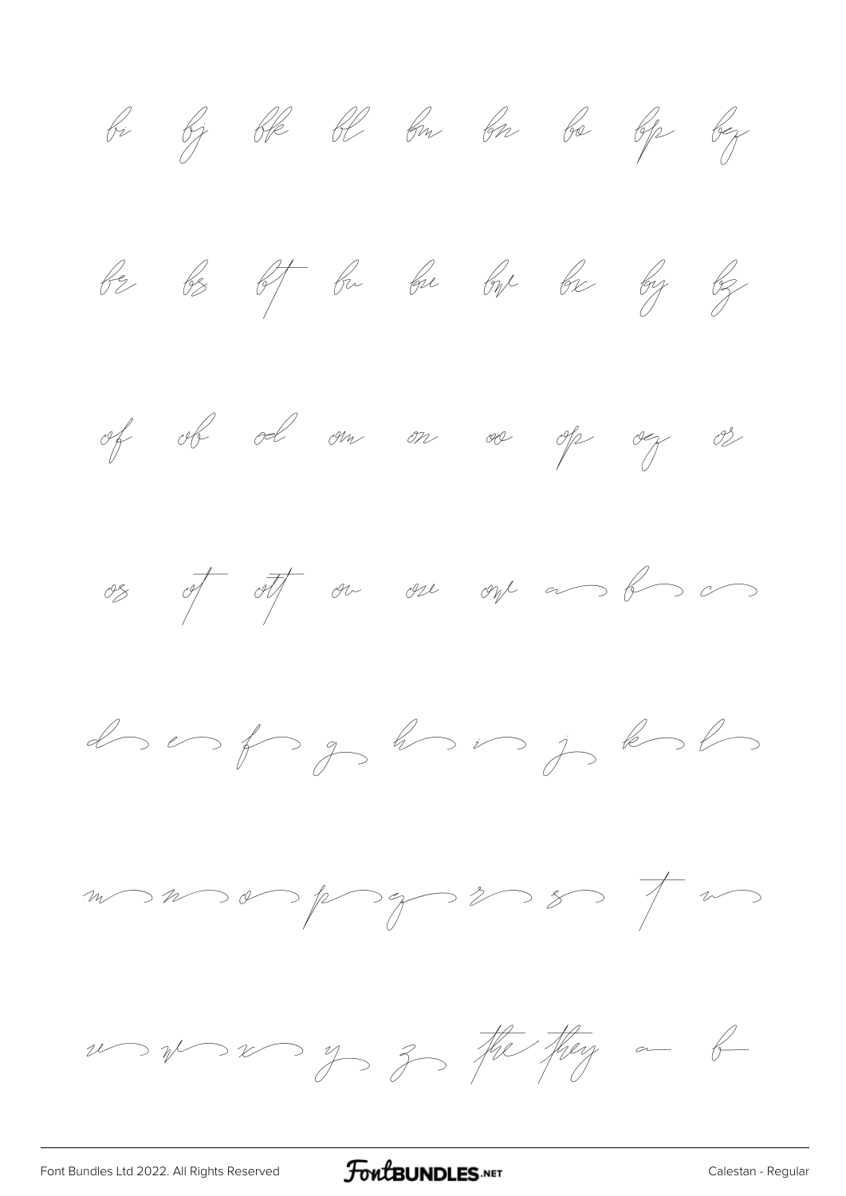bi bj bk bl bm bn bo bp bq

br bs bt bu bv bw bx by bz

of ob od om on oo op oq or

os ot ott ou ov ow a b c

d e f g h i j k l

m n o p q r s t u

v w x y z the they a b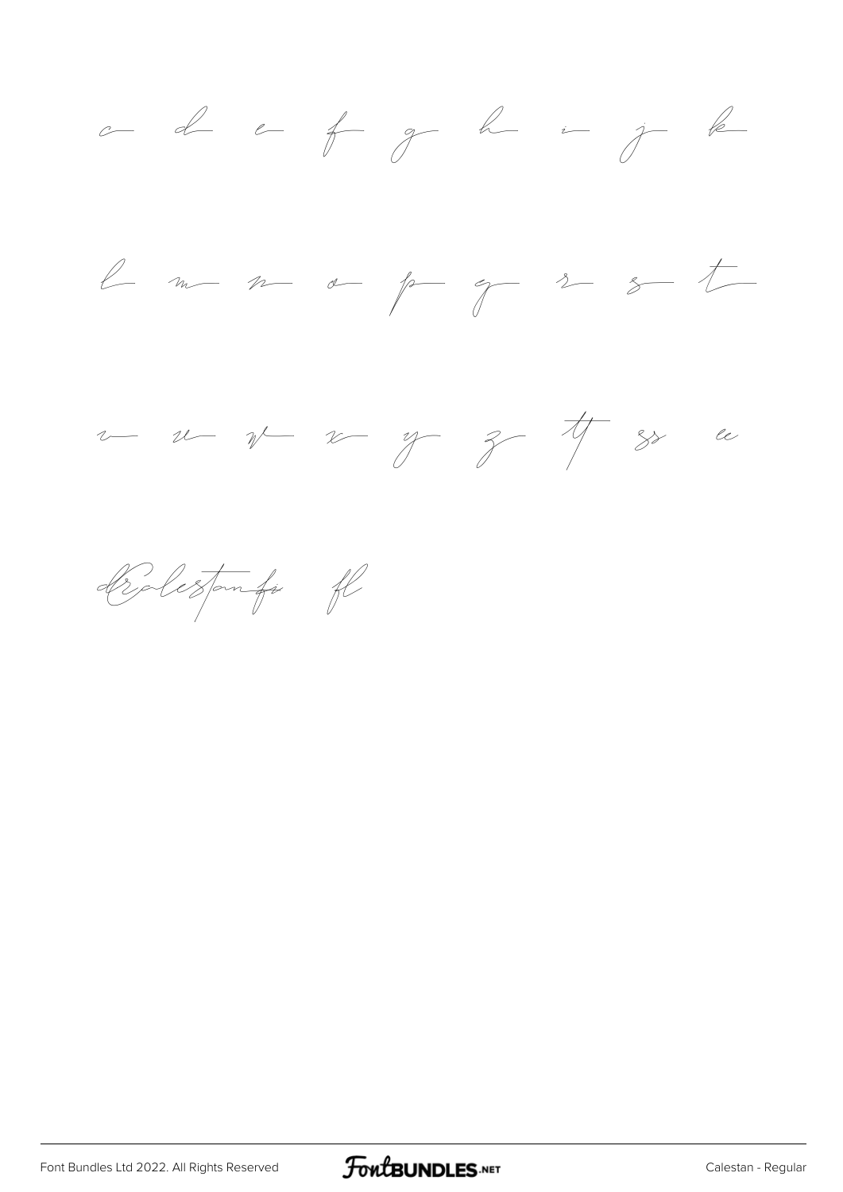c d e f g h i j k

l m n o p q r s t

v u w x y z tt ss ee

dr Calestan fi fl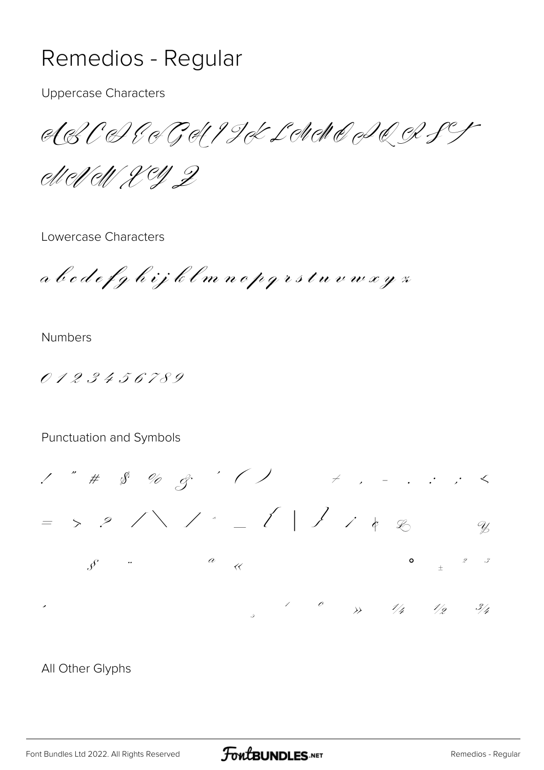# Remedios - Regular

Uppercase Characters

A B C D E F G H I J K L M N O P Q R S T U V W X Y Z

Lowercase Characters

a b c d e f g h i j k l m n o p q r s t u v w x y z

Numbers

0 1 2 3 4 5 6 7 8 9

Punctuation and Symbols

! " # $ % & ' ( ) + , - . / : ; <

= > ? / \ / ^ _ { | } ¡ ¢ £ ¥

§ ¨ ª « ° ± ² ³

´ ¸ ¹ º » ¼ ½ ¾

All Other Glyphs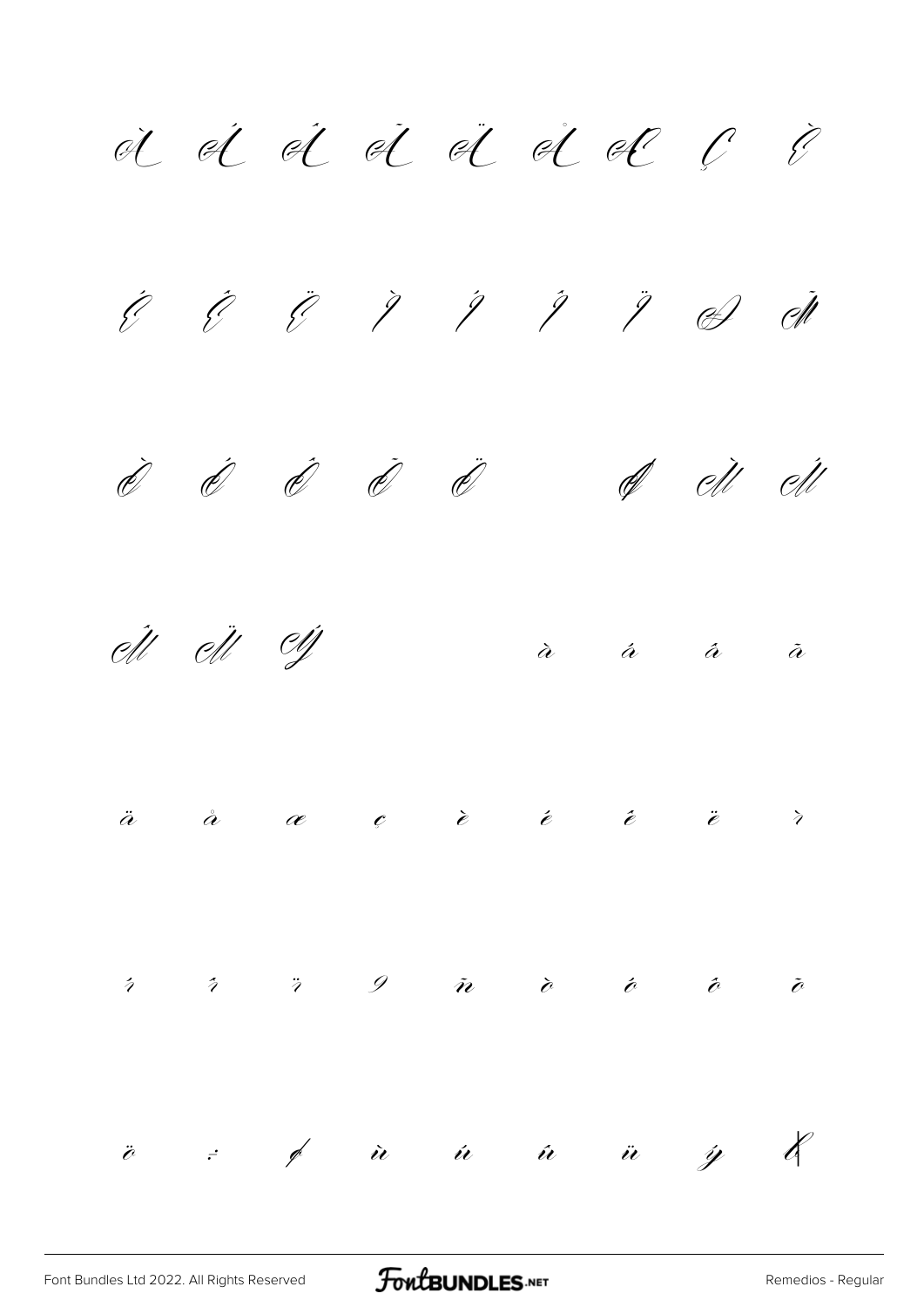À Á Â Ã Ä Å Æ Ç È

É Ê Ë Ì Í Î Ï Ð Ñ

Ò Ó Ô Õ Ö Ø Ù Ú

Û Ü Ý à á â ã

ä å æ ç è é ê ë ì

í î ï ð ñ ò ó ô õ

ö ÷ ø ù ú û ü ý þ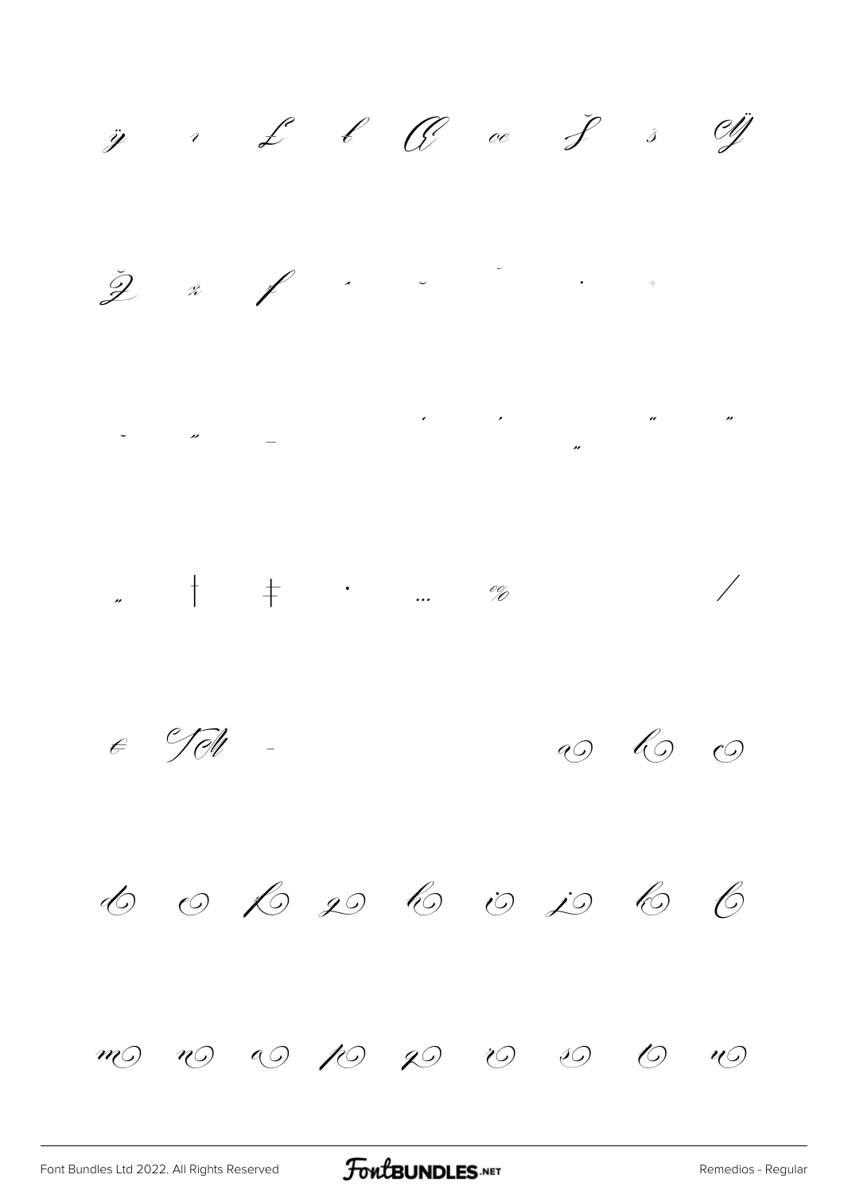ÿ ı Ł ł Œ œ Š š Ÿ

Ž ž ƒ ˆ ˘ ˇ ˙ ˚

˜ ˝ – ‘ ’ ‚ “ ”

„ † ‡ • … ‰ ⁄

€ ™ -

ao bo o

do o fo go ho io jo ko lo

mo no oo po qo ro so to uo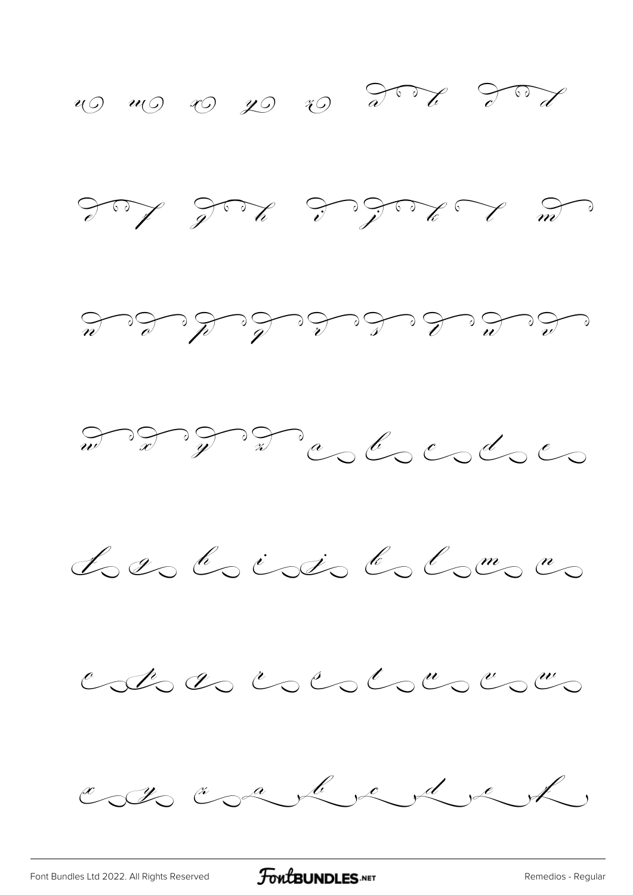v w x y z a b c d

e f g h i j k l m

n o p q r s t u v

w x y z a b c d e

f g h i j k l m n

o p q r s t u v w

x y z a b c d e f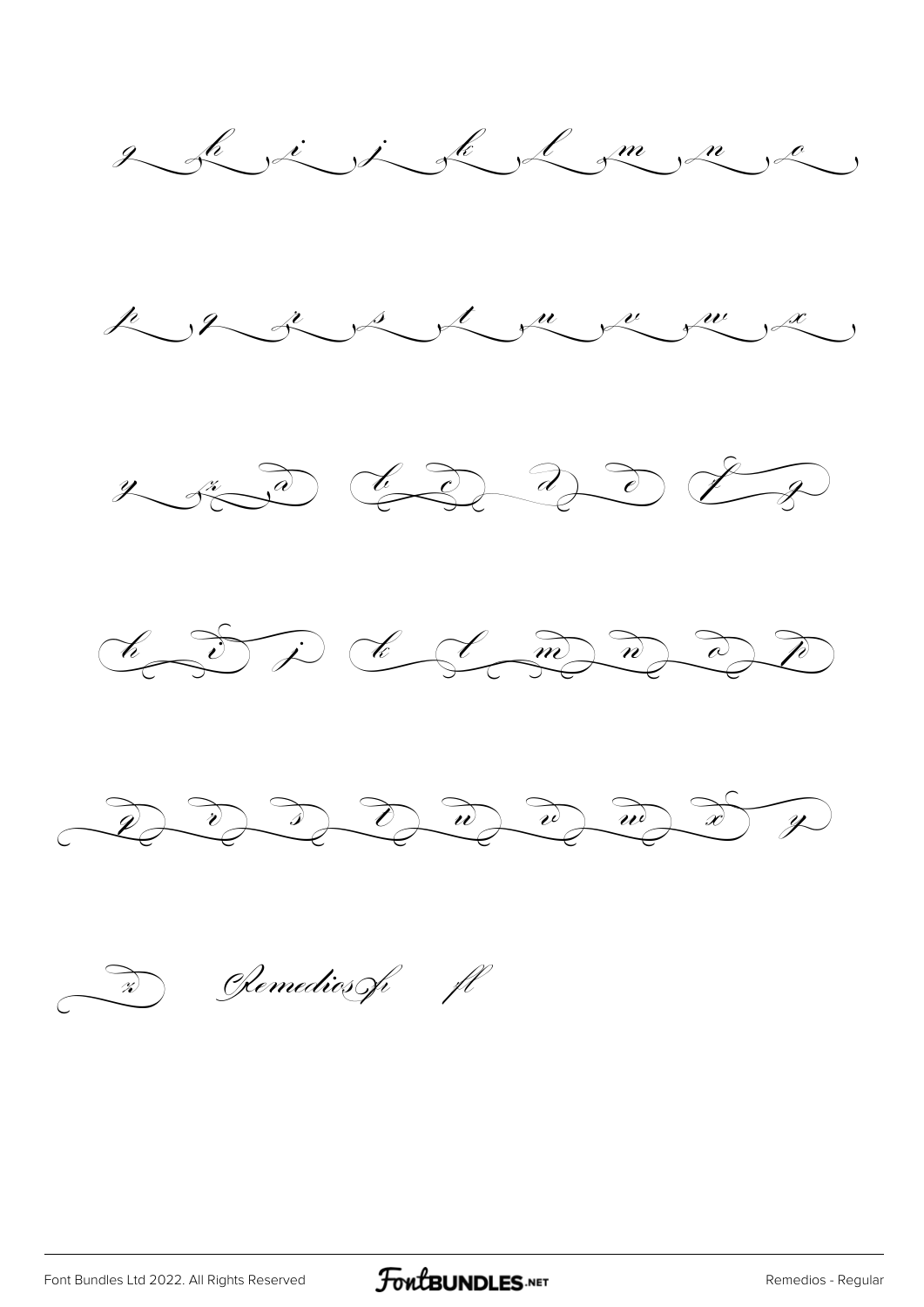g h i j k l m n o

p q r s t u v w x

y z a b c d e f g

h i j k l m n o p

q r s t u v w x y

z Remedios fi fl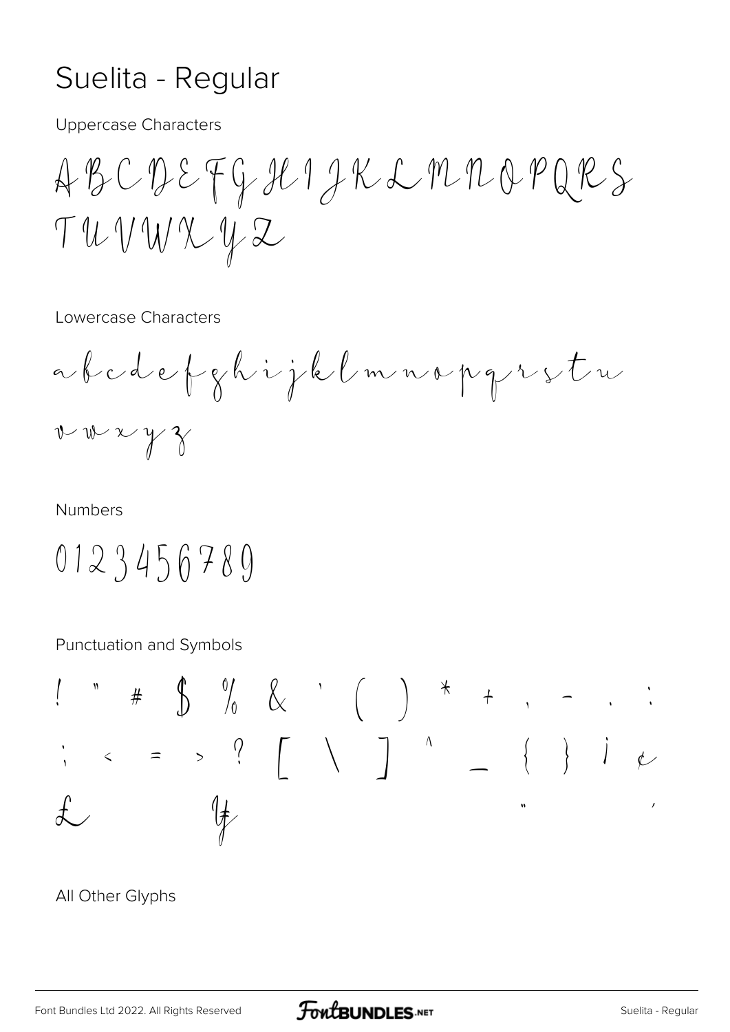# Suelita - Regular

Uppercase Characters

A B C D E F G H I J K L M N O P Q R S
T U V W X Y Z

Lowercase Characters

a b c d e f g h i j k l m n o p q r s t u
v w x y z

Numbers

0 1 2 3 4 5 6 7 8 9

Punctuation and Symbols

! " # $ % & ' ( ) * + , - . :
; < = > ? [ \ ] ^ _ { } ¡ ¢
£ ¥ " '

All Other Glyphs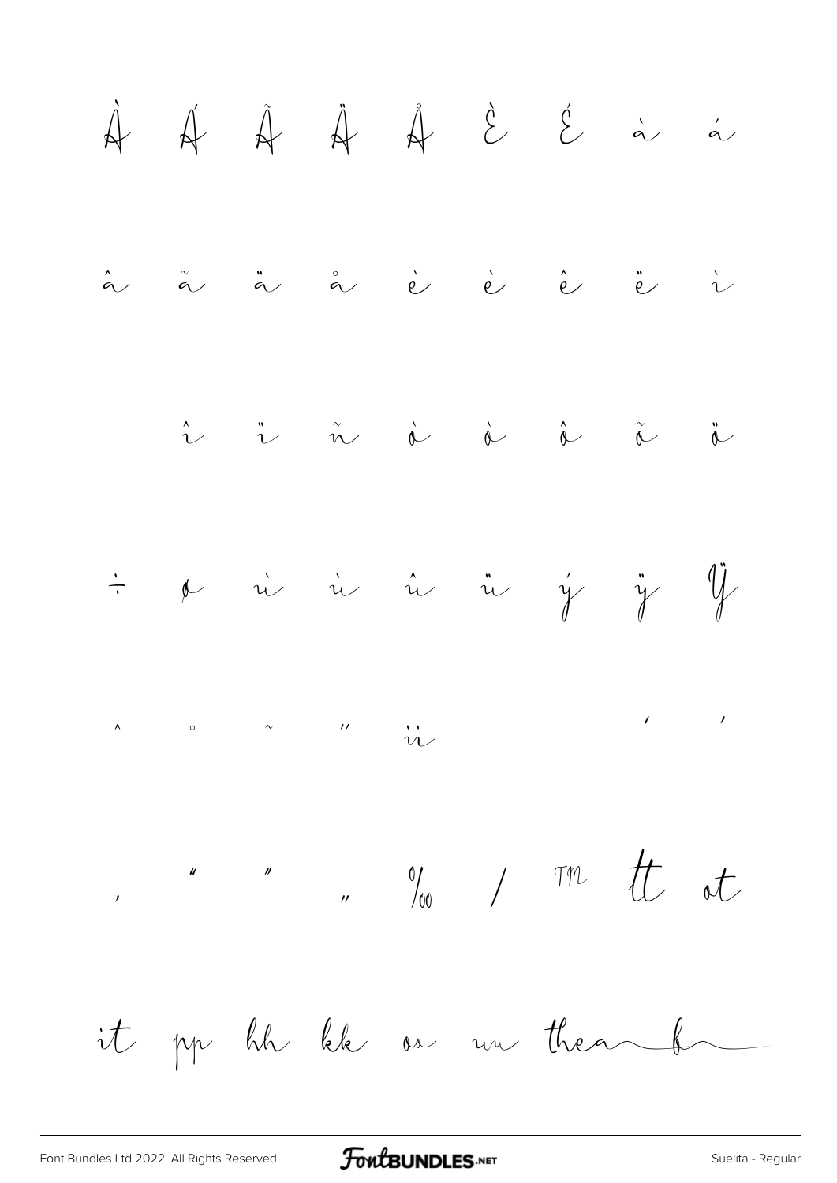À Á Ã Ä Å È É à á

â ã ä å è è ê ë ì

î ï ñ ò ò ô õ ö

÷ ø ù ù û ü ý ÿ Ÿ

ˆ ˚ ˜ ˝ ü ‘ ’

‚ “ ” „ ‰ / ™ tt ot

it pp hh kk oo uu thea b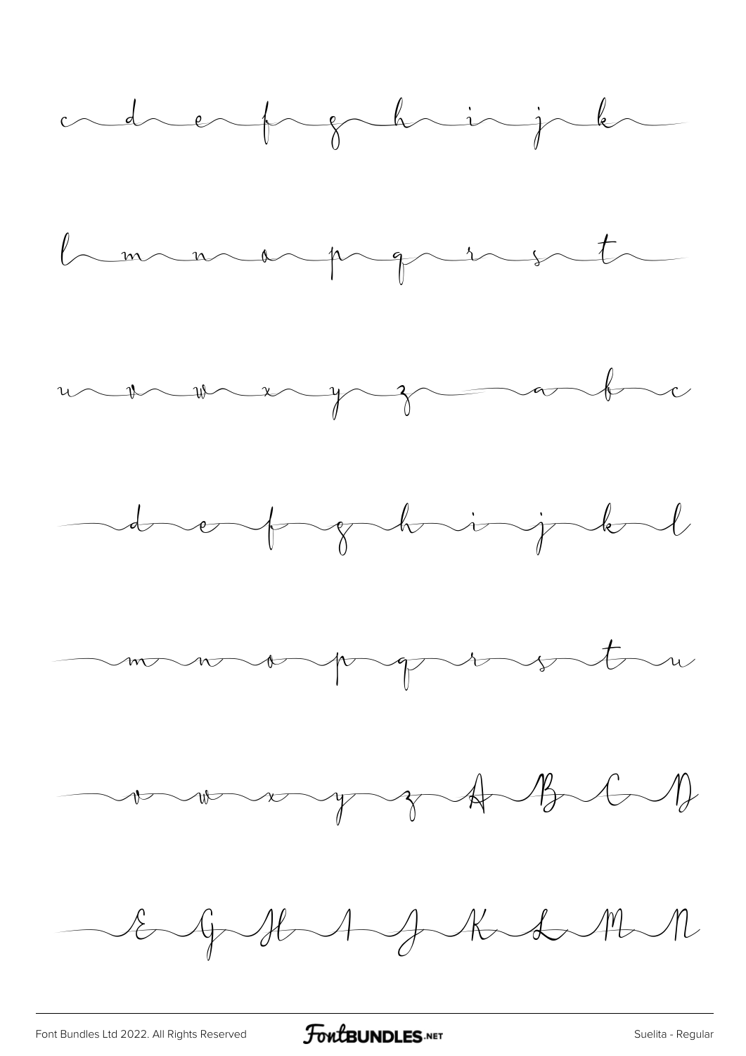c d e f g h i j k

l m n o p q r s t

u v w x y z a b c

d e f g h i j k l

m n o p q r s t u

v w x y z A B C D

E G H I J K L M N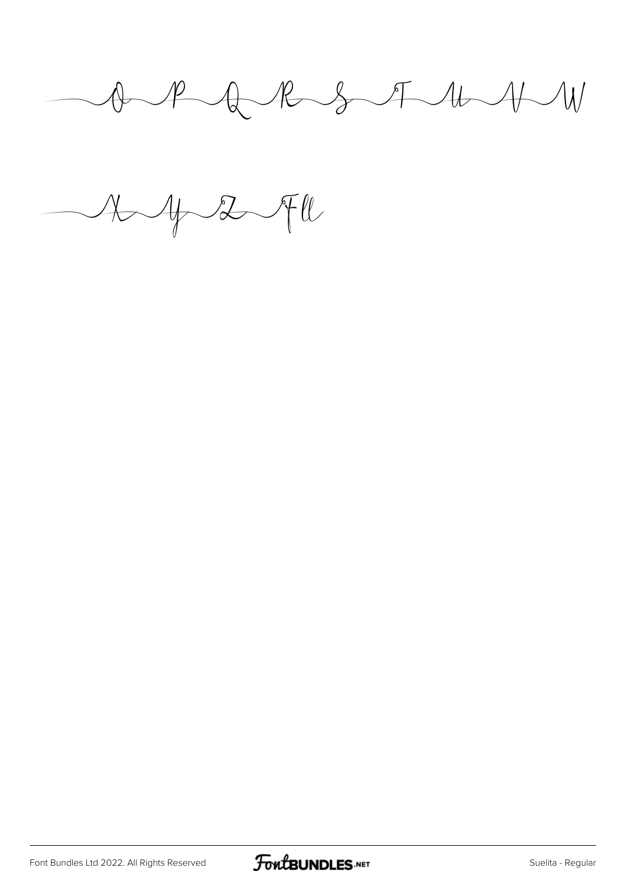O P Q R S T U V W

X Y Z Fll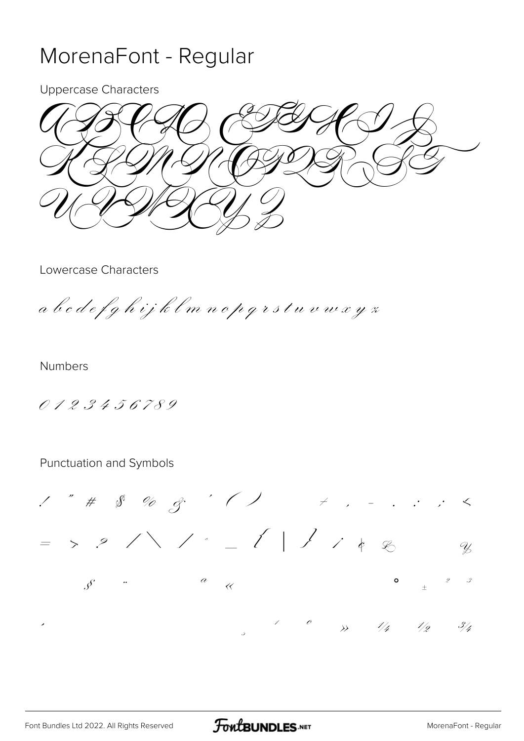# MorenaFont - Regular

Uppercase Characters

A B C D E F G H I J K L M N O P Q R S T U V W X Y Z

Lowercase Characters

a b c d e f g h i j k l m n o p q r s t u v w x y z

Numbers

0 1 2 3 4 5 6 7 8 9

Punctuation and Symbols

! " # $ % & ' ( ) + , - . / : ; <

= > ? / \ / ^ _ { | } ¡ ¢ £ ¥

§ ¨ ª « ° ± ² ³

´ ¸ ¹ º » ¼ ½ ¾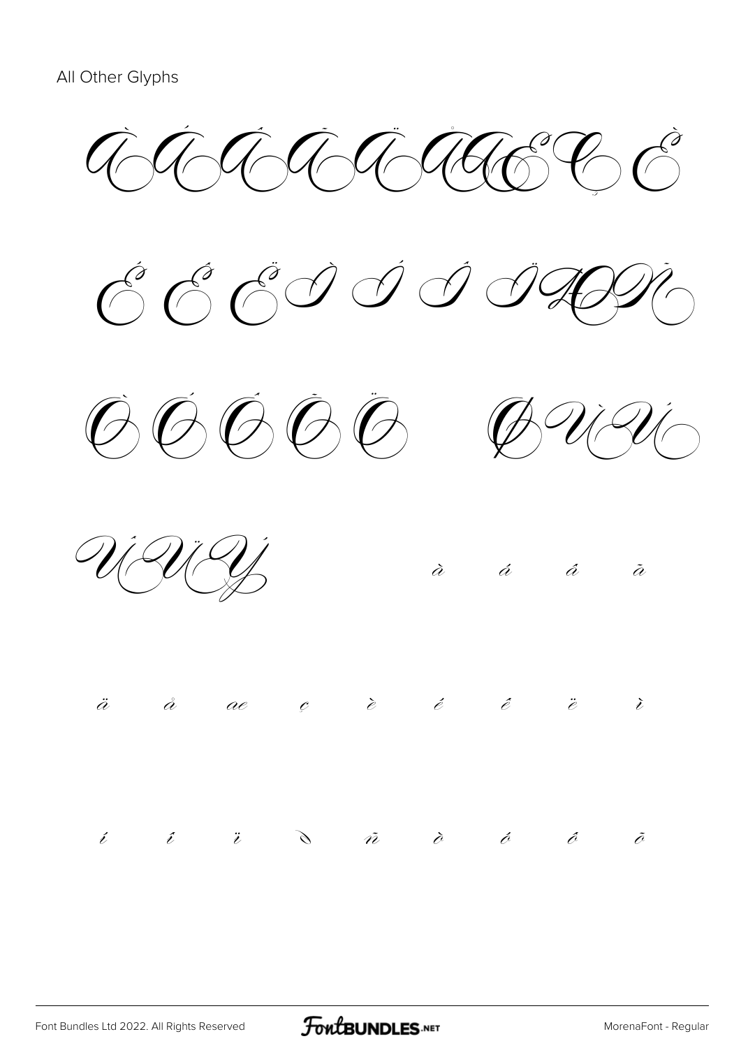All Other Glyphs

À Á Â Ã Ä Å Æ Ç È

É Ê Ë Ì Í Î Ï Ð Ñ

Ò Ó Ô Õ Ö Ø Ù Ú

Û Ü Ý à á â ã

ä å æ ç è é ê ë ì

í î ï ð ñ ò ó ô õ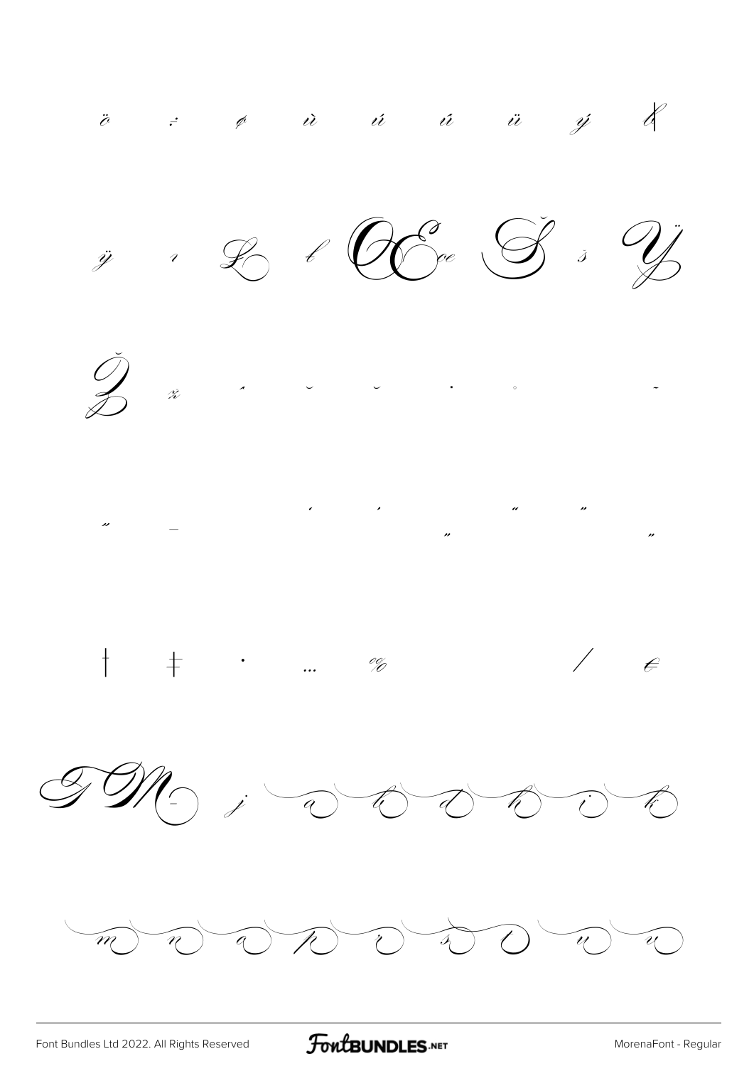ö ÷ ø ù ú û ü ý þ

ÿ ı Ł ł Œ œ Š š Ÿ

Ž ž ˆ ˇ ˘ ˙ ˚ ˜

˝ – ‘ ’ ‚ “ ” „

† ‡ • … ‰ ⁄ €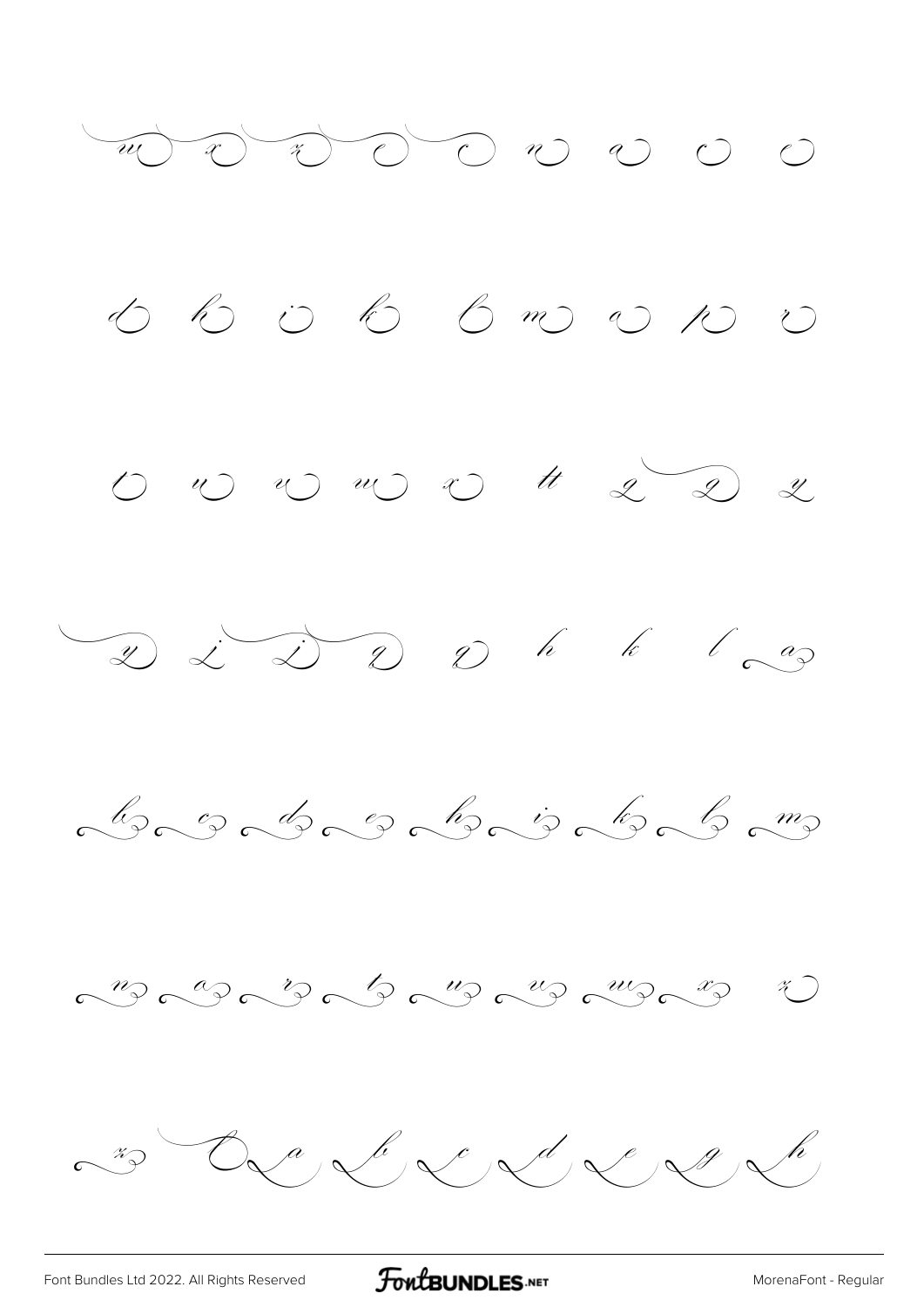w x z c c n a c c

d h i k l m a p r

t u v w x tt q q y

y i i q q h k l a

b c d e h i k l m

n o r t u v w x z

z O a b c d e g h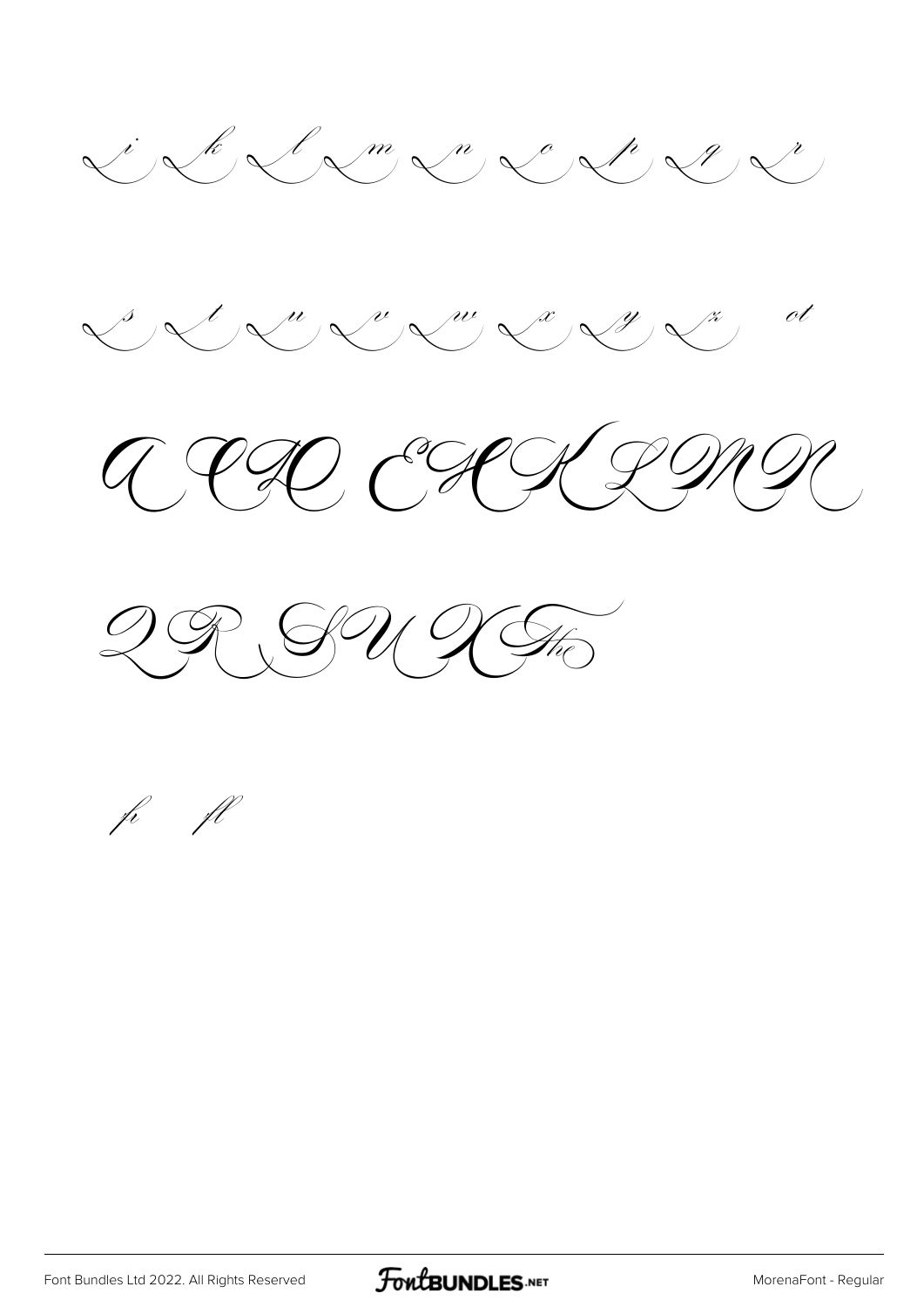i k l m n o p q r

s t u v w x y z ot

A C D E H K L M N

Q R S U X The

fi fl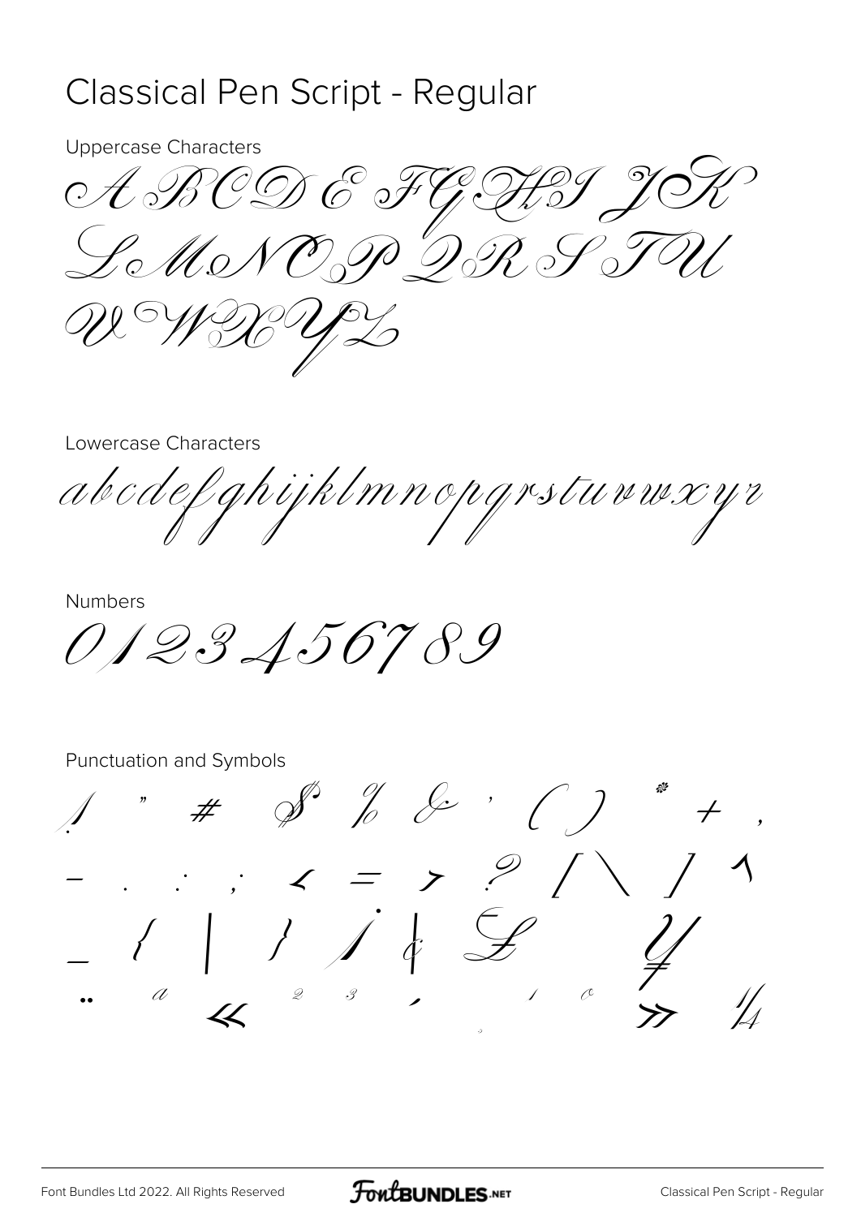# Classical Pen Script - Regular

Uppercase Characters

A B C D E F G H I J K L M N O P Q R S T U V W X Y Z

Lowercase Characters

a b c d e f g h i j k l m n o p q r s t u v w x y z

Numbers

0 1 2 3 4 5 6 7 8 9

Punctuation and Symbols

! " # $ % & ' ( ) * + , - . : ; < = > ? [ \ ] ^ _ { | } ¡ ¢ £ ¥ ¨ ª « ² ³ ´ ¸ ¹ º » ¼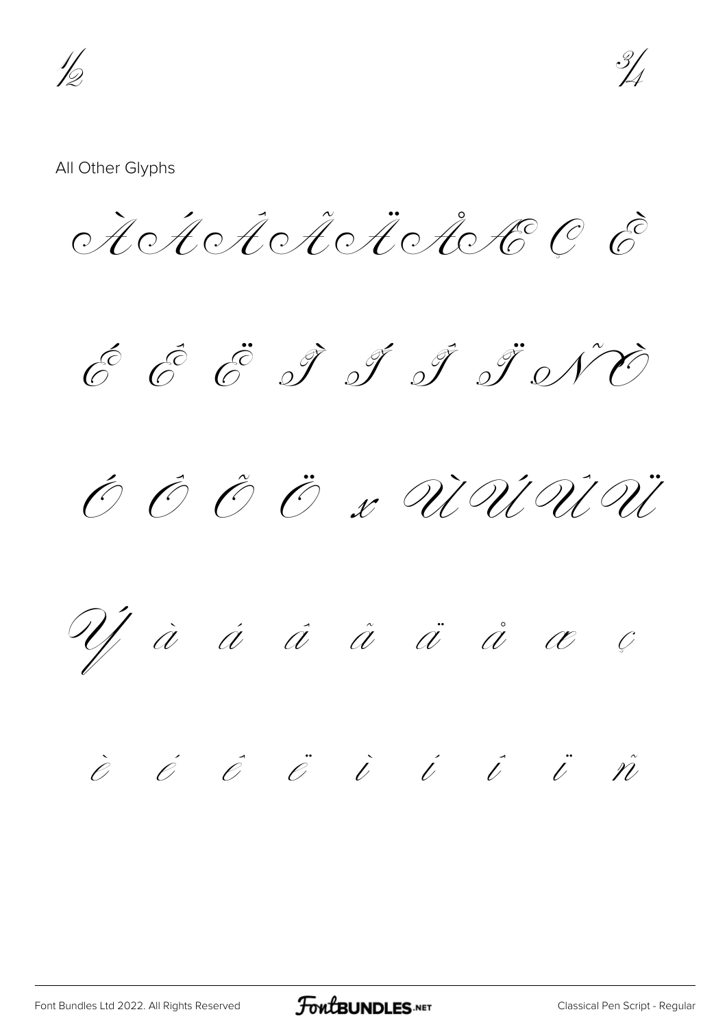½ ¾

All Other Glyphs

À Á Â Ã Ä Å Æ Ç È

É Ê Ë Ì Í Î Ï Ñ Ò

Ó Ô Õ Ö × Ù Ú Û Ü

Ý à á â ã ä å æ ç

è é ê ë ì í î ï ñ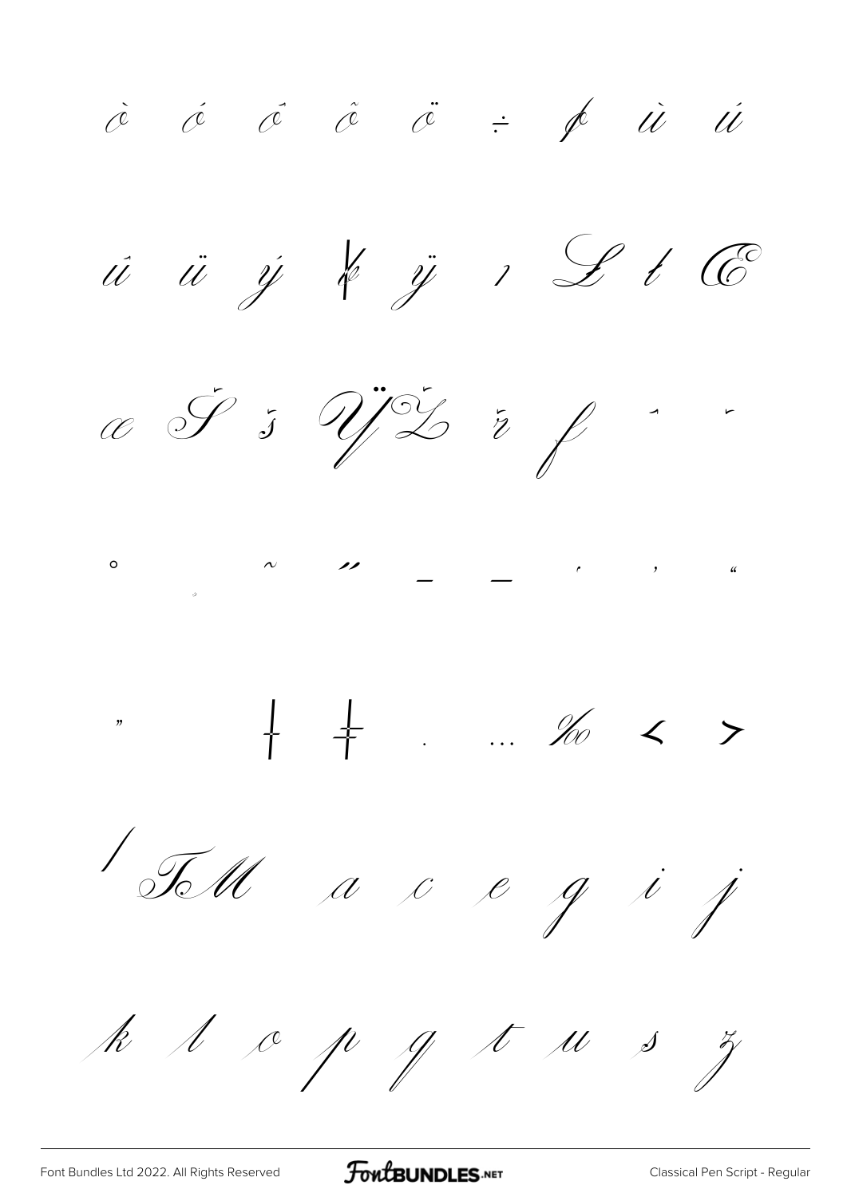ò ó ô õ ö ÷ ø ù ú

û ü ý þ ÿ ı Ł ł Œ

œ Š š Ÿ Ž ž ƒ ˆ ˇ

˚ ˛ ˜ ˝ – — ' ' "

" † ‡ · … ‰ ‹ ›

⁄ ™ a c e g i j

k l o p q t u s z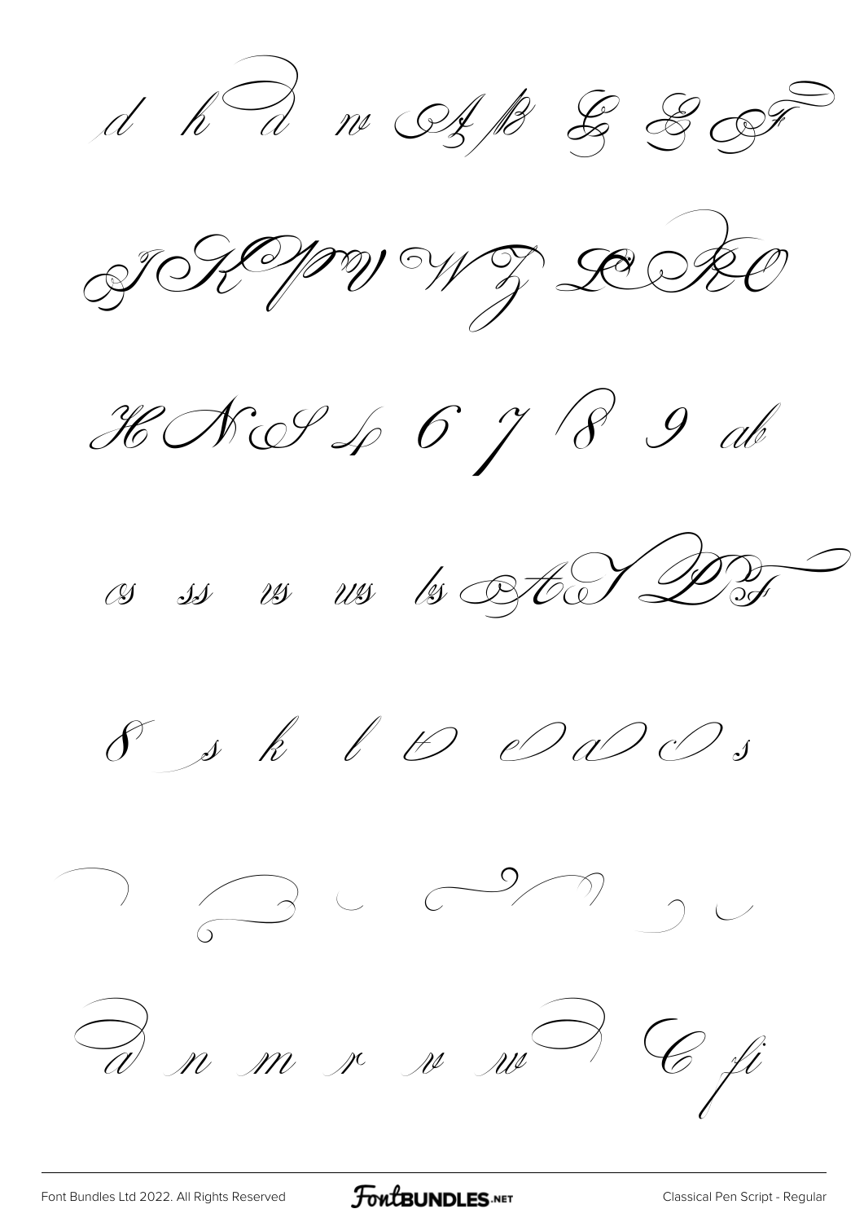d h d n A B G E F

I K P W Z D R O

H N S 4 6 7 8 9 ab

os ss vs us bs A T D F

8 s k l t e a o s

a n m r v w C fi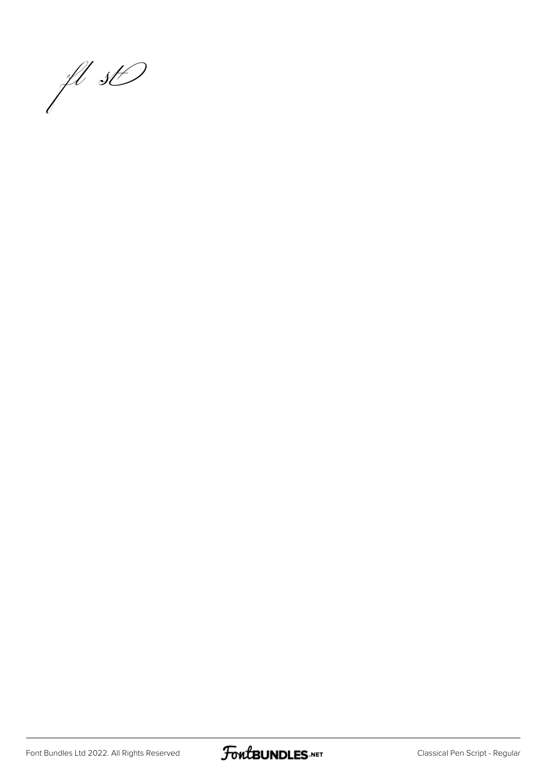fl st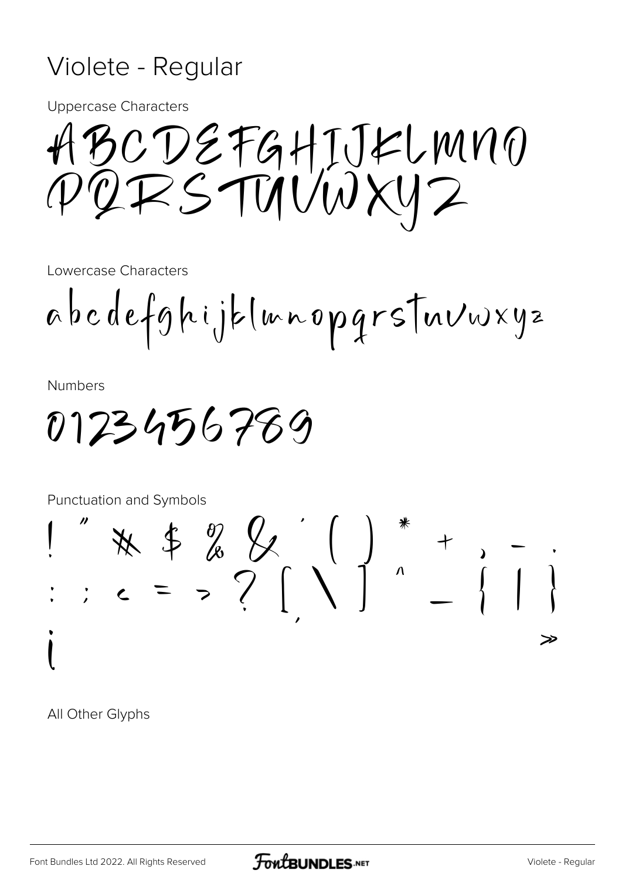# Violete - Regular

Uppercase Characters

ABCDEFGHIJKLMNO
PQRSTUVWXYZ

Lowercase Characters

abcdefghijklmnopqrstuvwxyz

Numbers

0123456789

Punctuation and Symbols

! " # $ % & ' ( ) * + , - .
: ; < = > ? [ \ ] ^ _ { | }
¡ »

All Other Glyphs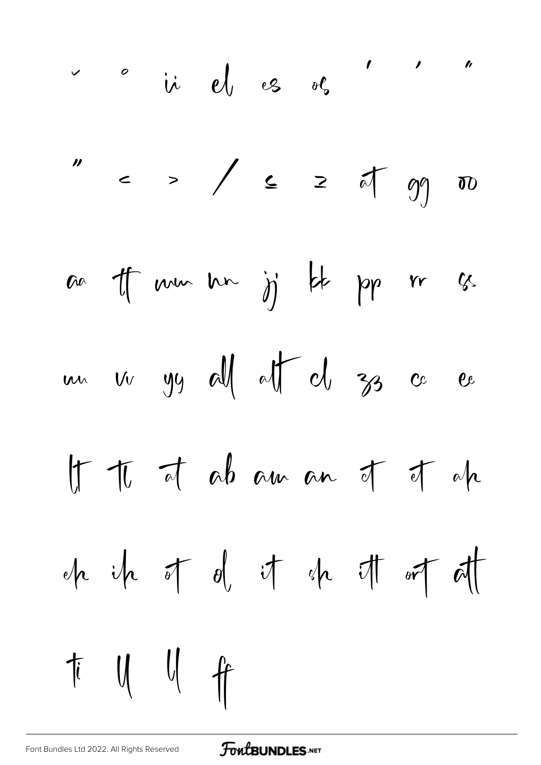ˇ ˚ ii el es os ' ' "

" < > / ≤ ≥ at gg oo

aa tt mm hn jj kk pp rr ss

uu vv yy all alt cl 33 cc ee

lt tl at ab am an ct et ah

eh ih ot ol it sh itt ort att

ti ll ll ff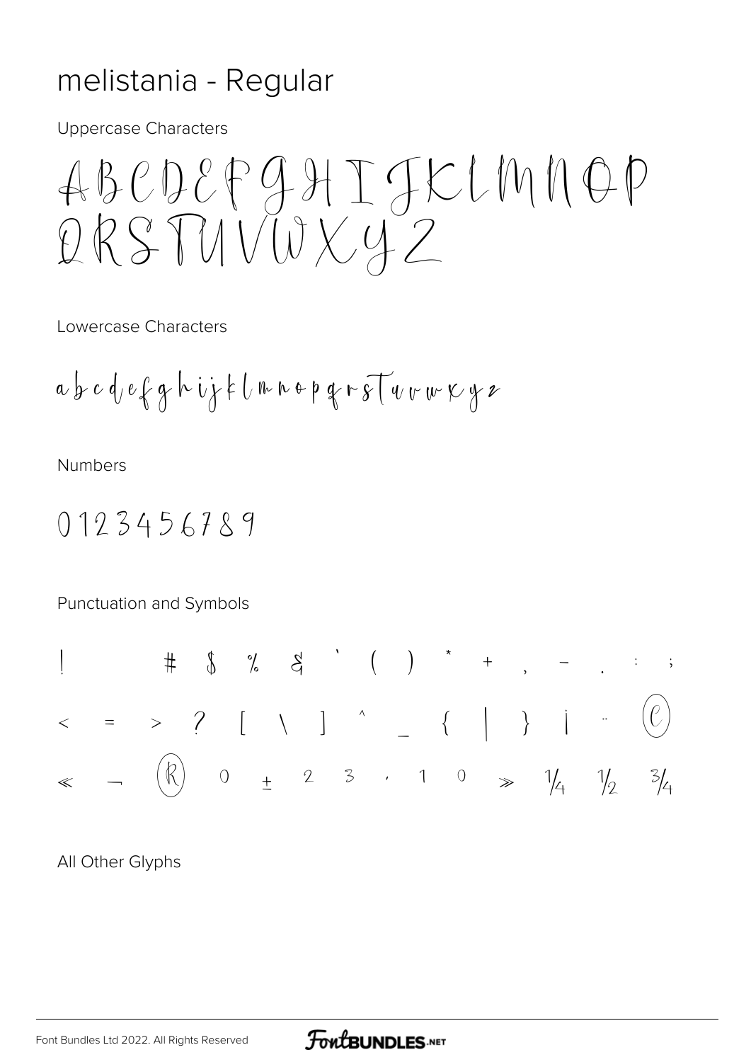# melistania - Regular

Uppercase Characters

ABCDEFGHIJKLMNOP
QRSTUVWXYZ

Lowercase Characters

a b c d e f g h i j k l m n o p q r s t u v w x y z

Numbers

0 1 2 3 4 5 6 7 8 9

Punctuation and Symbols

! # $ % & ` ( ) * + , - . : ;

< = > ? [ \ ] ^ _ { | } ¡ ¨ ©

« ¬ ® ° ± ² ³ ´ ¹ º » ¼ ½ ¾

All Other Glyphs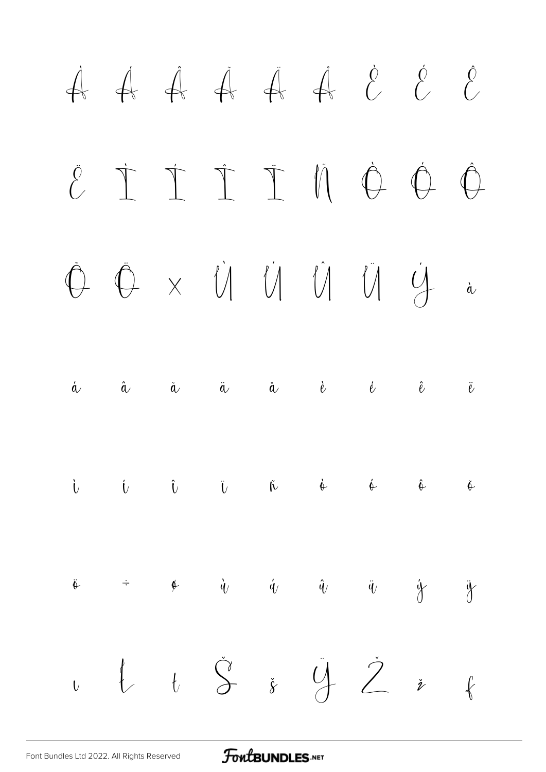À Á Â Ã Ä Å È É Ê

Ë Ì Í Î Ï Ñ Ò Ó Ô

Õ Ö × Ù Ú Û Ü Ý à

á â ã ä å è é ê ë

ì í î ï ñ ò ó ô õ

ö ÷ ø ù ú û ü ý ÿ

ı Ł ł Š š Ÿ Ž ž ƒ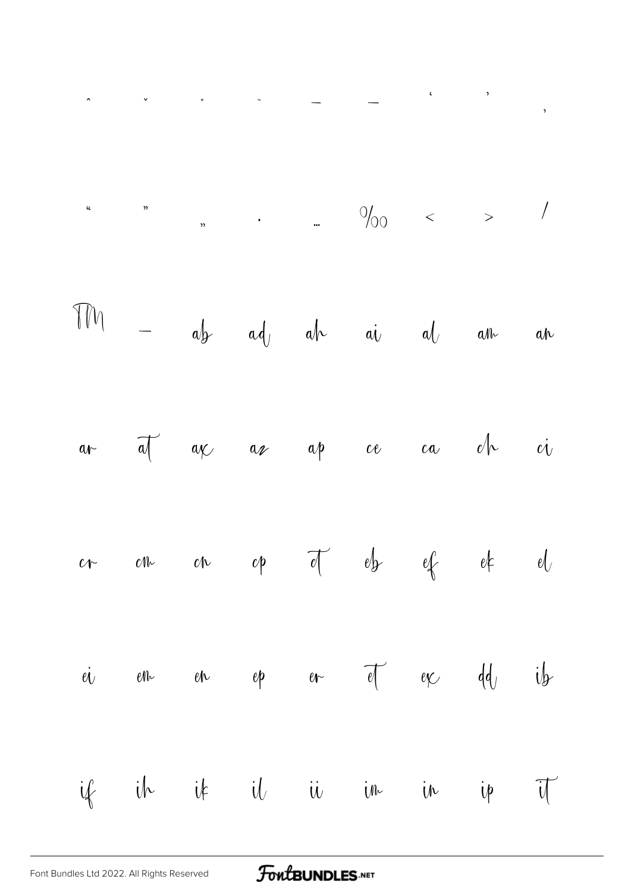ˆ ˇ ˚ ˜ ¯ — ‘ ’ ‚

“ ” „ · … ‰ ‹ › ⁄

™ – ab ad ah ai al am an

ar at ax az ap ce ca ch ci

cr cm cn cp ct eb ef ek el

ei em en ep er et ex dd ib

if ih ik il ii im in ip it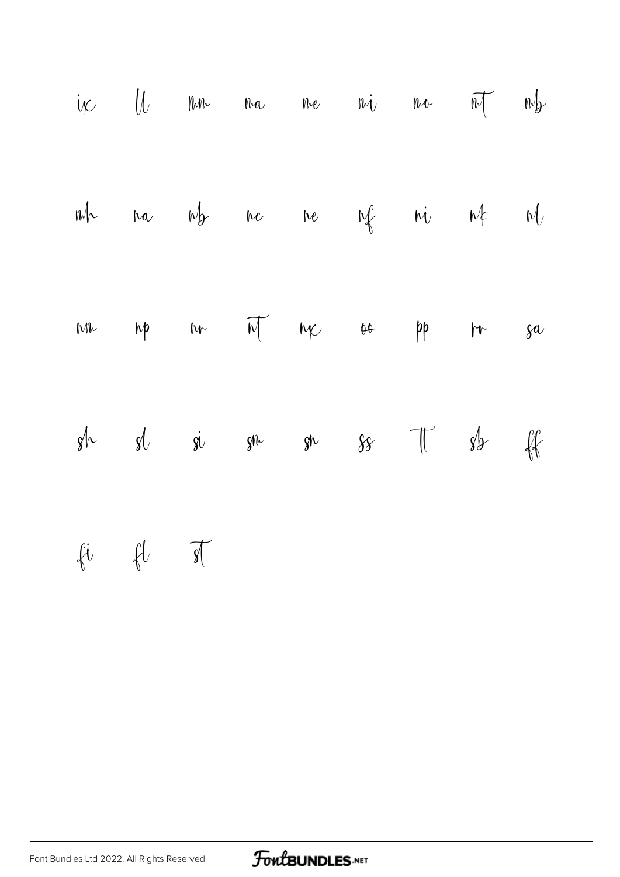ix ll mm ma me mi mo mt mb

mh na nb nc ne nf ni nk nl

nm np nr nt nx oo pp rr sa

sh sl si sm sn ss tt sb ff

fi fl st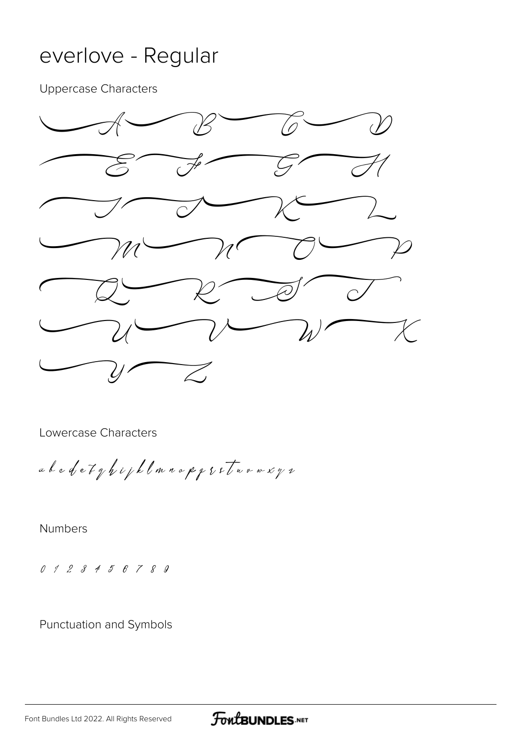# everlove - Regular

Uppercase Characters

A B C D E F G H I J K L M N O P Q R S T U V W X Y Z

Lowercase Characters

a b c d e f g h i j k l m n o p q r s t u v w x y z

Numbers

0 1 2 3 4 5 6 7 8 9

Punctuation and Symbols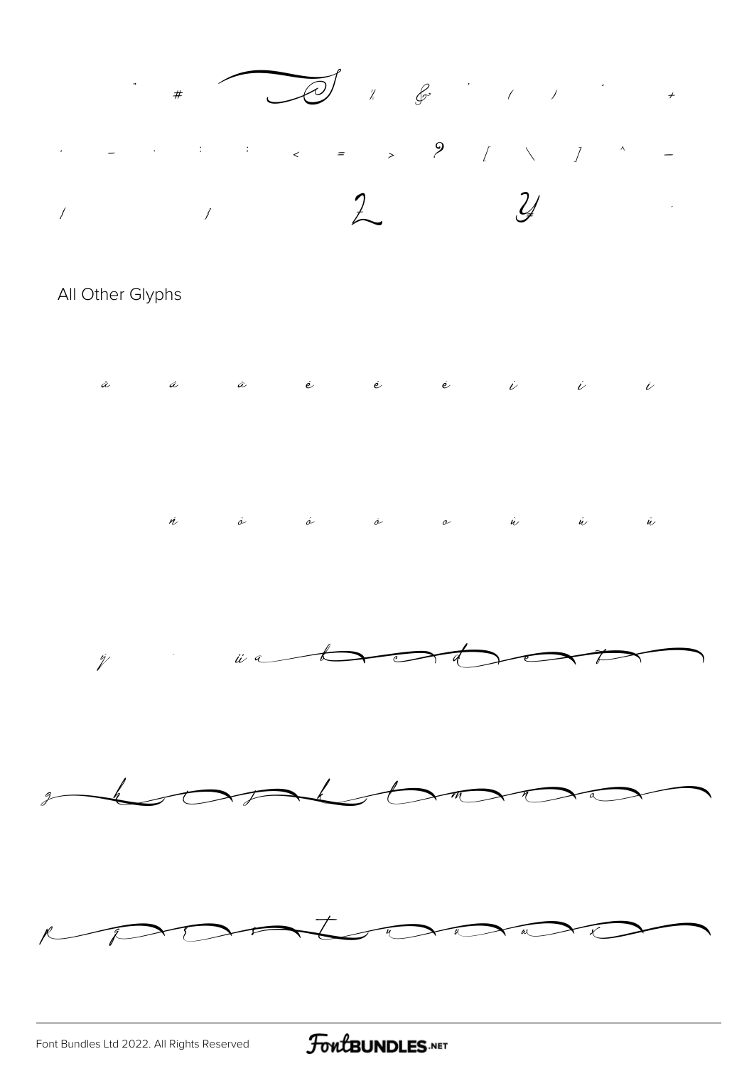" # % & ' ( ) . +

, - . : ; < = > ? [ \ ] ^ _

/ / 2 Y .

All Other Glyphs

à á â è é ê ì í î

ñ ò ó ô õ ù ú û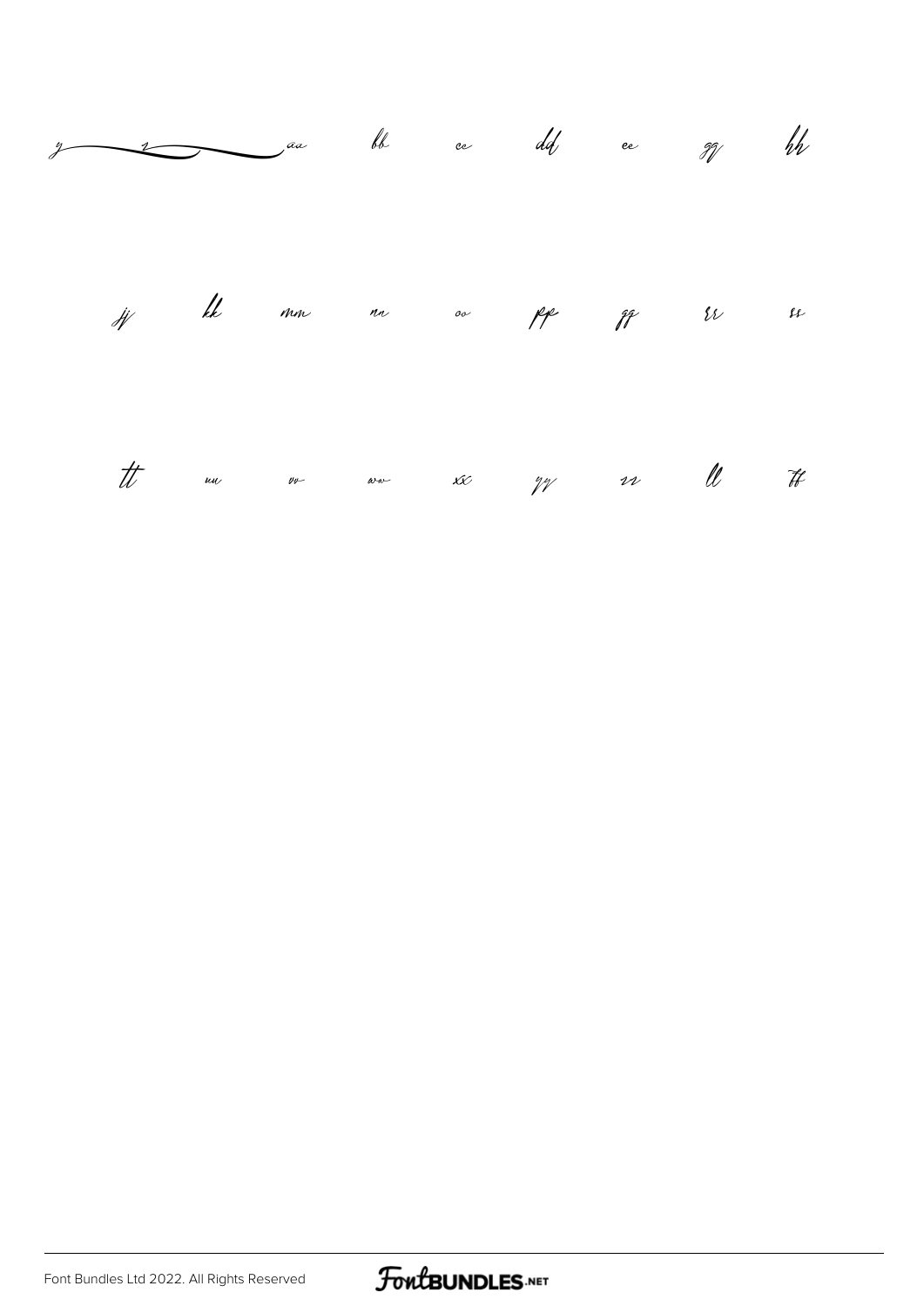y z aa bb cc dd ee gg hh

jj kk mm nn oo pp qq rr ss

tt uu vv ww xx yy zz ll ff